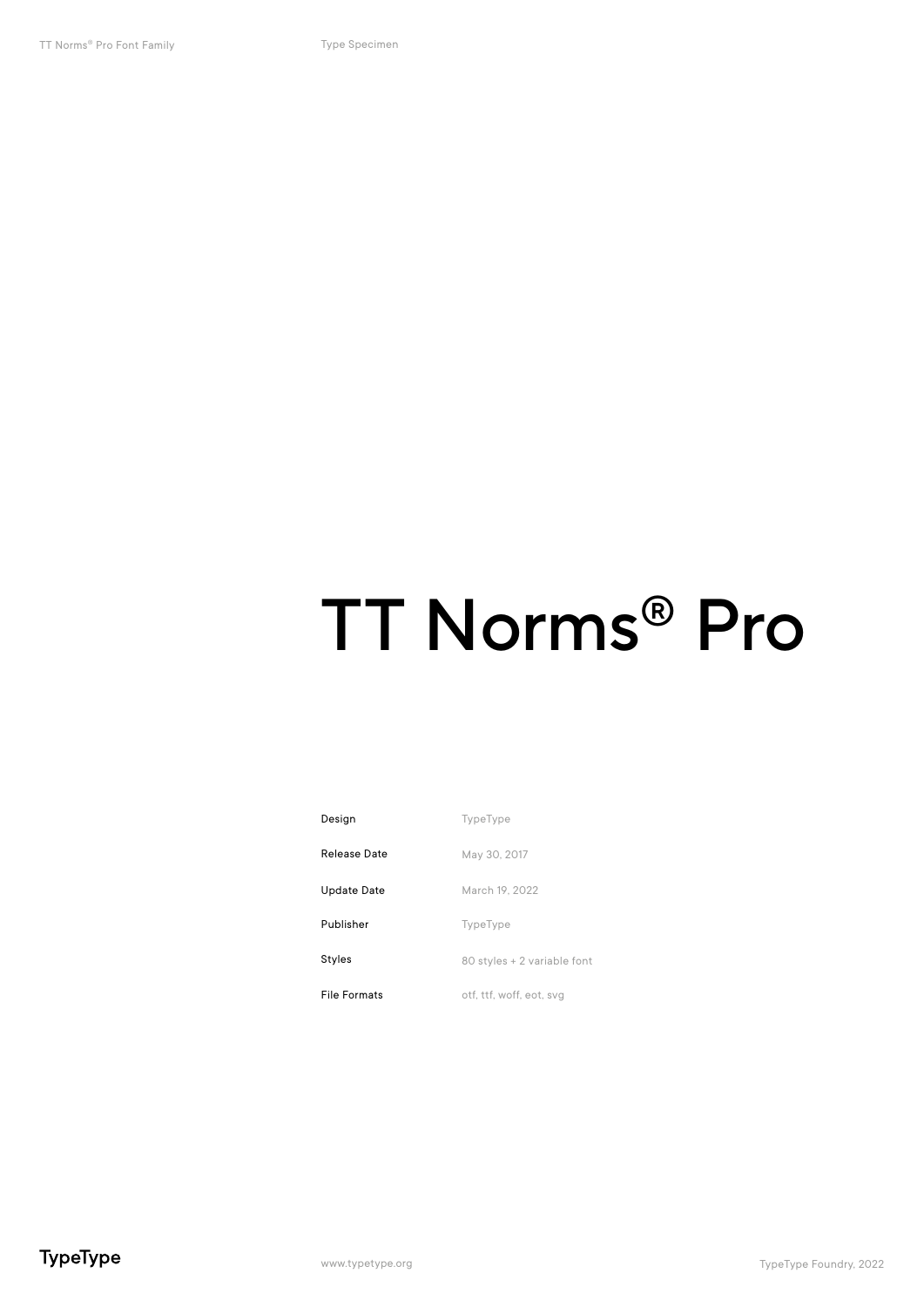# TT Norms® Pro

| | |
|---|---|
| Design | TypeType |
| Release Date | May 30, 2017 |
| Update Date | March 19, 2022 |
| Publisher | TypeType |
| Styles | 80 styles + 2 variable font |
| File Formats | otf, ttf, woff, eot, svg |

TypeType

www.typetype.org

TypeType Foundry, 2022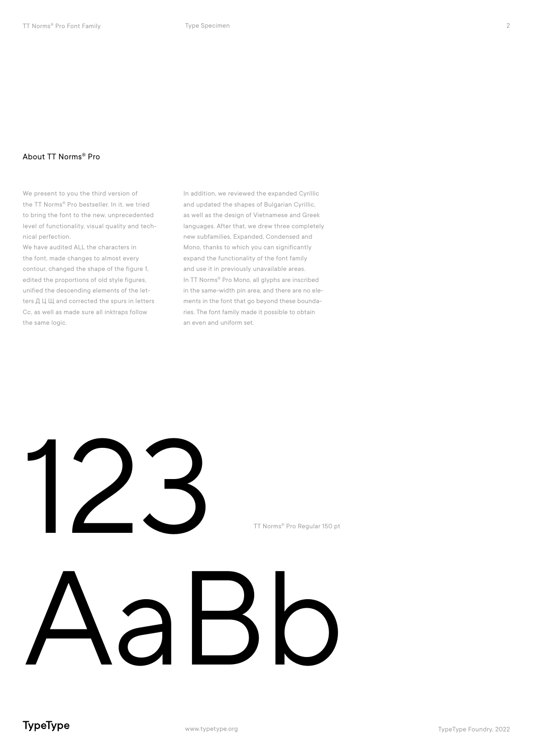## About TT Norms® Pro

We present to you the third version of the TT Norms® Pro bestseller. In it, we tried to bring the font to the new, unprecedented level of functionality, visual quality and technical perfection.
We have audited ALL the characters in the font, made changes to almost every contour, changed the shape of the figure 1, edited the proportions of old style figures, unified the descending elements of the letters Д Ц Щ and corrected the spurs in letters Cc, as well as made sure all inktraps follow the same logic.

In addition, we reviewed the expanded Cyrillic and updated the shapes of Bulgarian Cyrillic, as well as the design of Vietnamese and Greek languages. After that, we drew three completely new subfamilies, Expanded, Condensed and Mono, thanks to which you can significantly expand the functionality of the font family and use it in previously unavailable areas.
In TT Norms® Pro Mono, all glyphs are inscribed in the same-width pin area, and there are no elements in the font that go beyond these boundaries. The font family made it possible to obtain an even and uniform set.

123

TT Norms® Pro Regular 150 pt

AaBb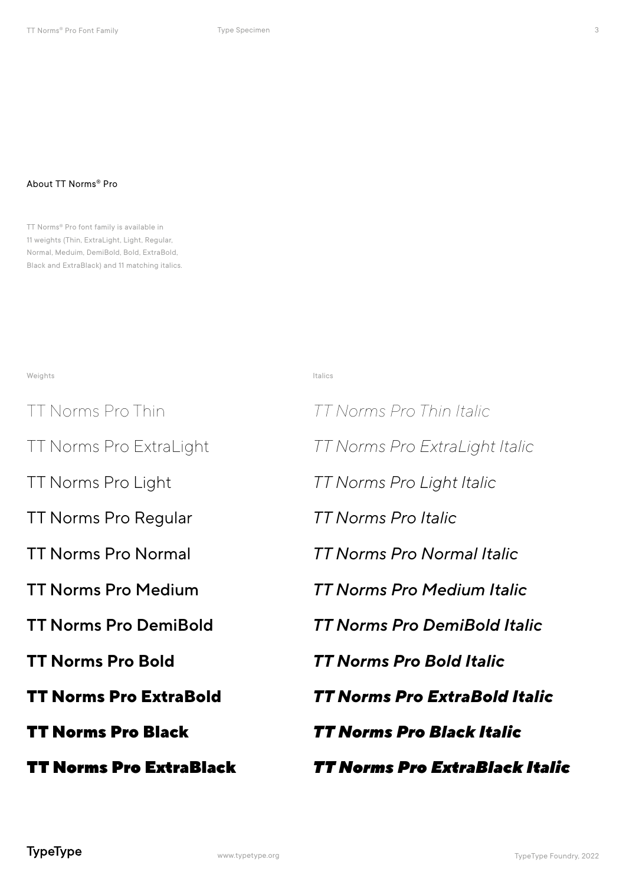## About TT Norms® Pro

TT Norms® Pro font family is available in 11 weights (Thin, ExtraLight, Light, Regular, Normal, Meduim, DemiBold, Bold, ExtraBold, Black and ExtraBlack) and 11 matching italics.

| Weights | Italics |
| --- | --- |
| TT Norms Pro Thin | *TT Norms Pro Thin Italic* |
| TT Norms Pro ExtraLight | *TT Norms Pro ExtraLight Italic* |
| TT Norms Pro Light | *TT Norms Pro Light Italic* |
| TT Norms Pro Regular | *TT Norms Pro Italic* |
| TT Norms Pro Normal | *TT Norms Pro Normal Italic* |
| TT Norms Pro Medium | *TT Norms Pro Medium Italic* |
| **TT Norms Pro DemiBold** | ***TT Norms Pro DemiBold Italic*** |
| **TT Norms Pro Bold** | ***TT Norms Pro Bold Italic*** |
| **TT Norms Pro ExtraBold** | ***TT Norms Pro ExtraBold Italic*** |
| **TT Norms Pro Black** | ***TT Norms Pro Black Italic*** |
| **TT Norms Pro ExtraBlack** | ***TT Norms Pro ExtraBlack Italic*** |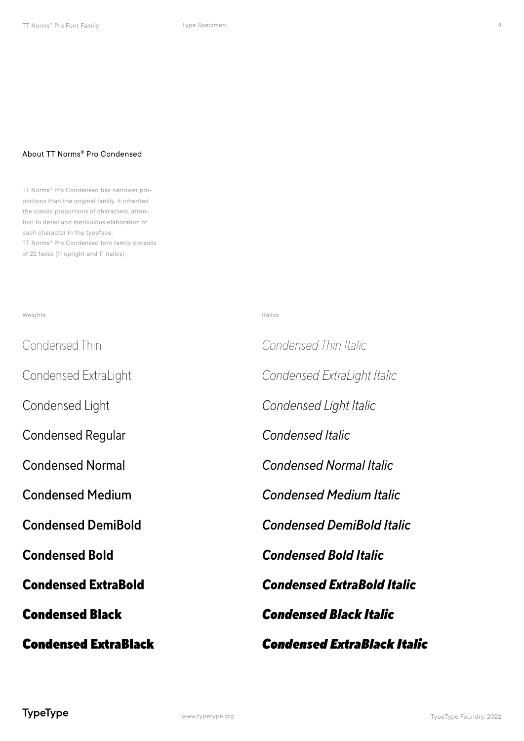## About TT Norms® Pro Condensed

TT Norms® Pro Condensed has narrower proportions than the original family, it inherited the classic proportions of characters, attention to detail and meticulous elaboration of each character in the typeface.
TT Norms® Pro Condensed font family consists of 22 faces (11 upright and 11 italics).

| Weights | Italics |
| --- | --- |
| Condensed Thin | *Condensed Thin Italic* |
| Condensed ExtraLight | *Condensed ExtraLight Italic* |
| Condensed Light | *Condensed Light Italic* |
| Condensed Regular | *Condensed Italic* |
| Condensed Normal | *Condensed Normal Italic* |
| Condensed Medium | *Condensed Medium Italic* |
| **Condensed DemiBold** | ***Condensed DemiBold Italic*** |
| **Condensed Bold** | ***Condensed Bold Italic*** |
| **Condensed ExtraBold** | ***Condensed ExtraBold Italic*** |
| **Condensed Black** | ***Condensed Black Italic*** |
| **Condensed ExtraBlack** | ***Condensed ExtraBlack Italic*** |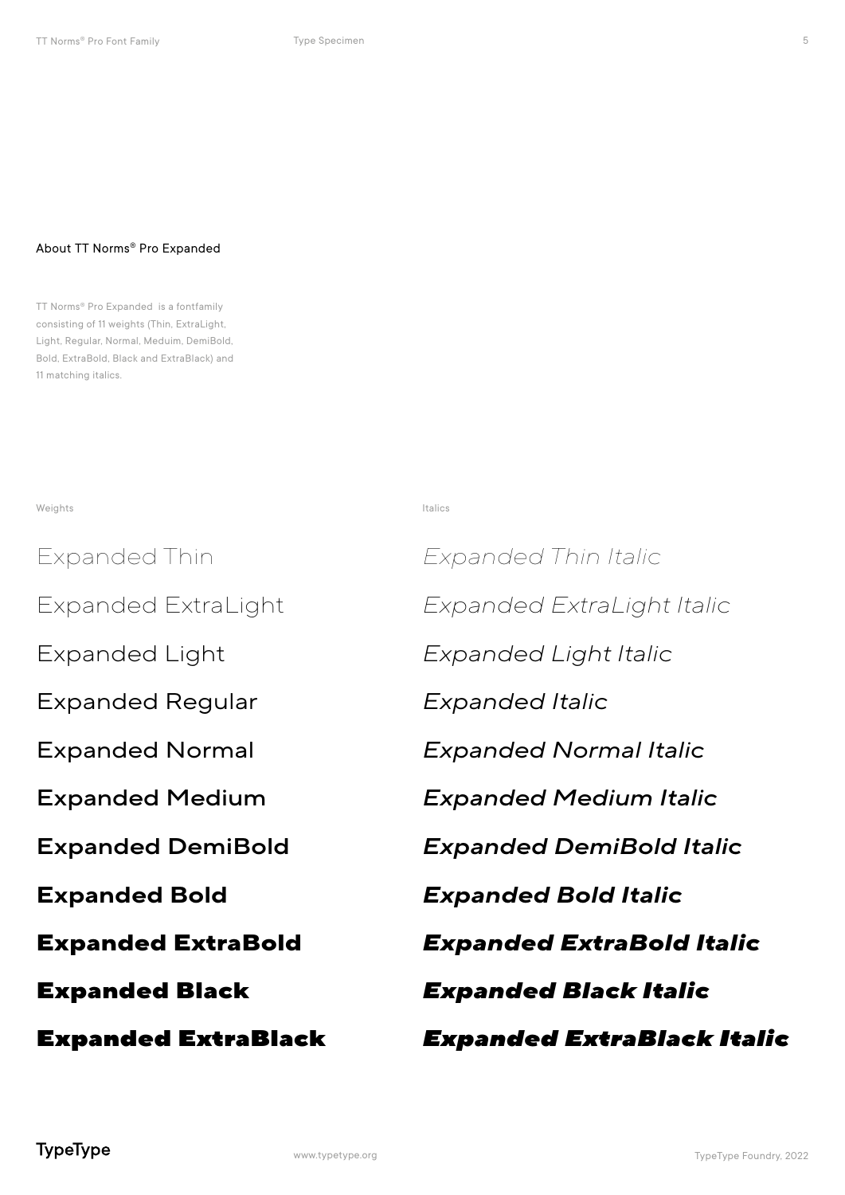## About TT Norms® Pro Expanded

TT Norms® Pro Expanded is a fontfamily consisting of 11 weights (Thin, ExtraLight, Light, Regular, Normal, Meduim, DemiBold, Bold, ExtraBold, Black and ExtraBlack) and 11 matching italics.

| Weights | Italics |
| --- | --- |
| Expanded Thin | *Expanded Thin Italic* |
| Expanded ExtraLight | *Expanded ExtraLight Italic* |
| Expanded Light | *Expanded Light Italic* |
| Expanded Regular | *Expanded Italic* |
| Expanded Normal | *Expanded Normal Italic* |
| Expanded Medium | *Expanded Medium Italic* |
| **Expanded DemiBold** | ***Expanded DemiBold Italic*** |
| **Expanded Bold** | ***Expanded Bold Italic*** |
| **Expanded ExtraBold** | ***Expanded ExtraBold Italic*** |
| **Expanded Black** | ***Expanded Black Italic*** |
| **Expanded ExtraBlack** | ***Expanded ExtraBlack Italic*** |

TypeType

www.typetype.org

TypeType Foundry, 2022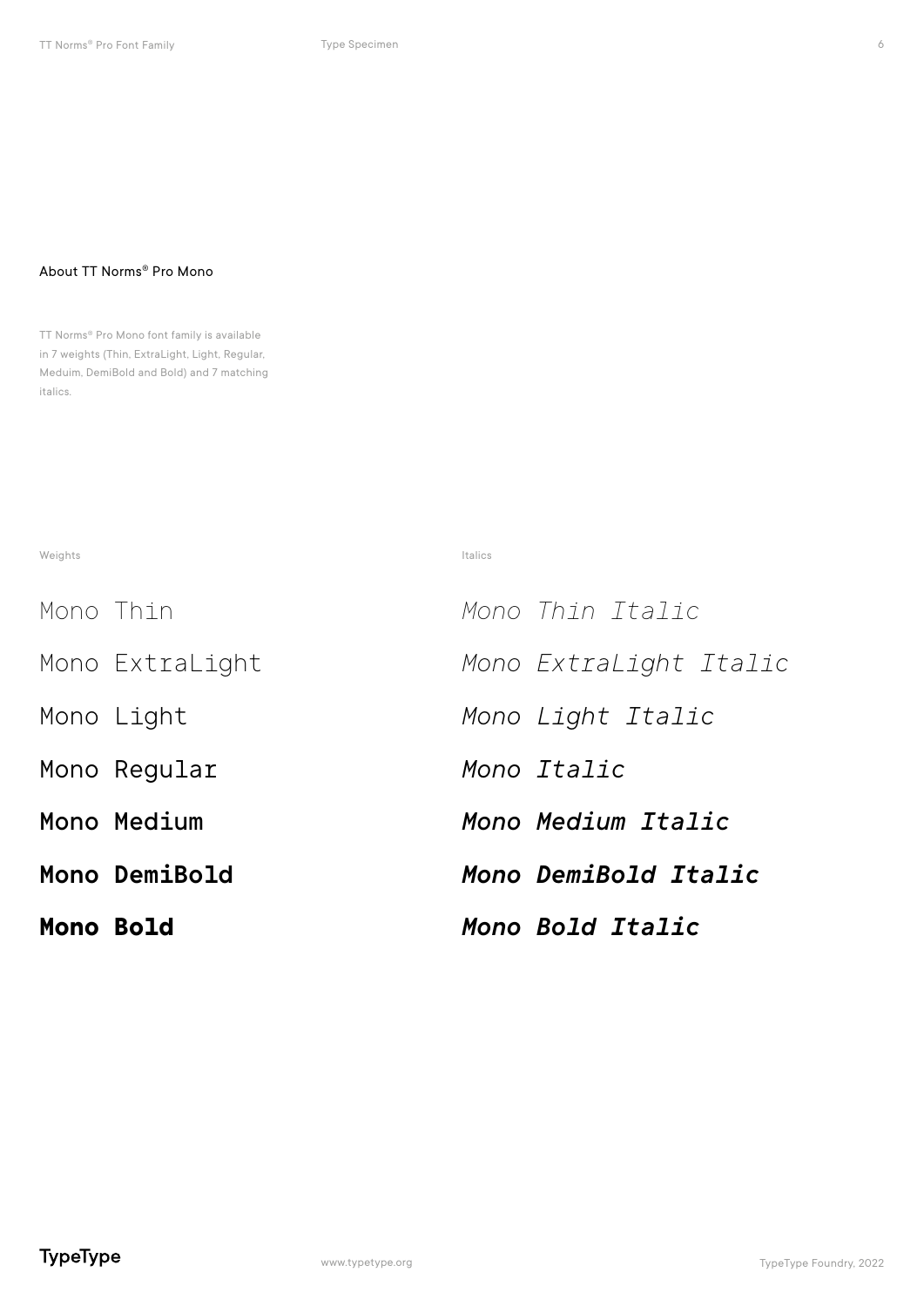## About TT Norms® Pro Mono

TT Norms® Pro Mono font family is available in 7 weights (Thin, ExtraLight, Light, Regular, Meduim, DemiBold and Bold) and 7 matching italics.

| Weights | Italics |
| --- | --- |
| Mono Thin | *Mono Thin Italic* |
| Mono ExtraLight | *Mono ExtraLight Italic* |
| Mono Light | *Mono Light Italic* |
| Mono Regular | *Mono Italic* |
| Mono Medium | *Mono Medium Italic* |
| **Mono DemiBold** | ***Mono DemiBold Italic*** |
| **Mono Bold** | ***Mono Bold Italic*** |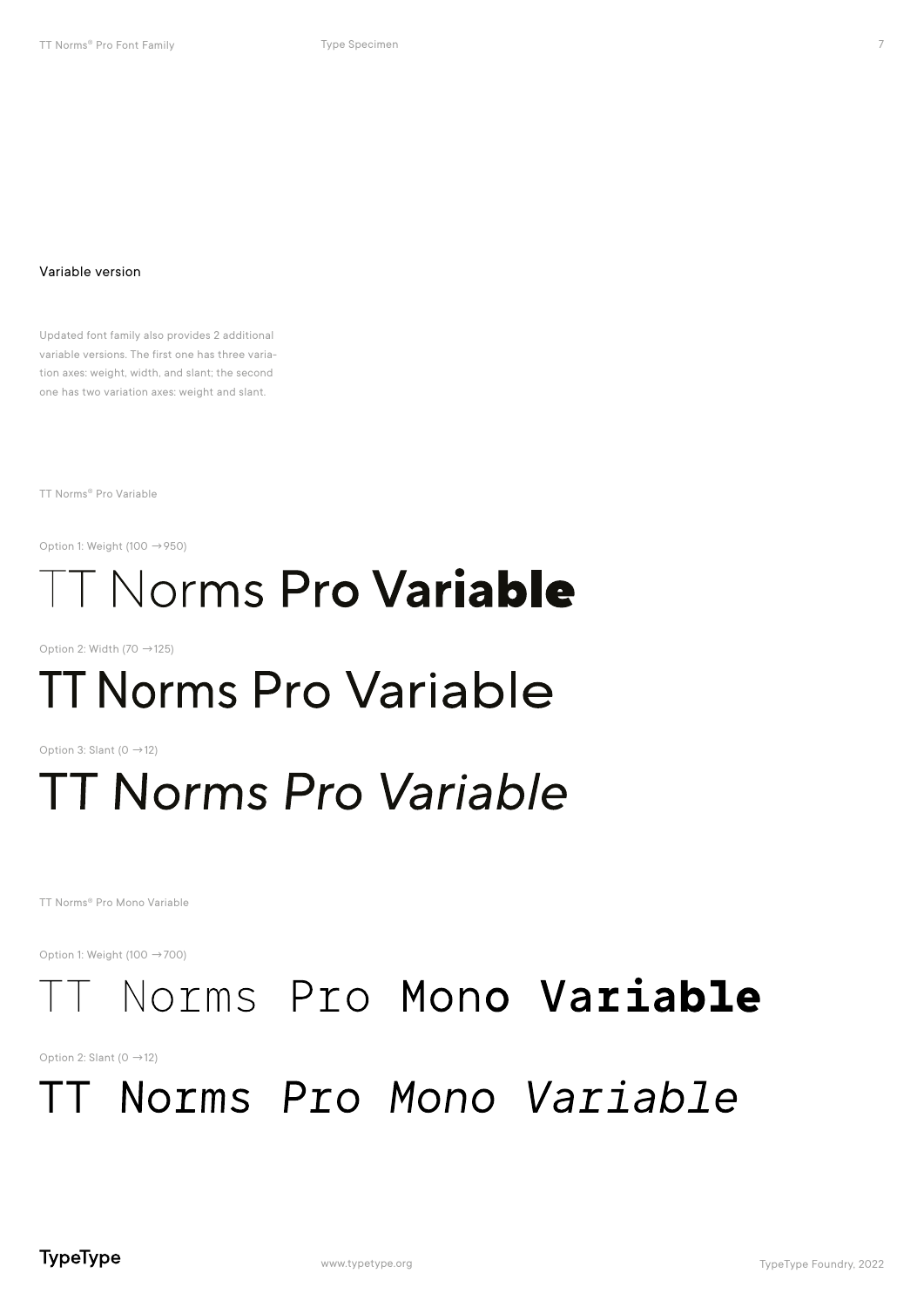## Variable version

Updated font family also provides 2 additional variable versions. The first one has three variation axes: weight, width, and slant; the second one has two variation axes: weight and slant.

TT Norms® Pro Variable

Option 1: Weight (100 →950)

# TT Norms Pro **Variable**

Option 2: Width (70 →125)

# TT Norms Pro Variable

Option 3: Slant (0 →12)

# *TT Norms Pro Variable*

TT Norms® Pro Mono Variable

Option 1: Weight (100 →700)

# TT Norms Pro Mono **Variable**

Option 2: Slant (0 →12)

# *TT Norms Pro Mono Variable*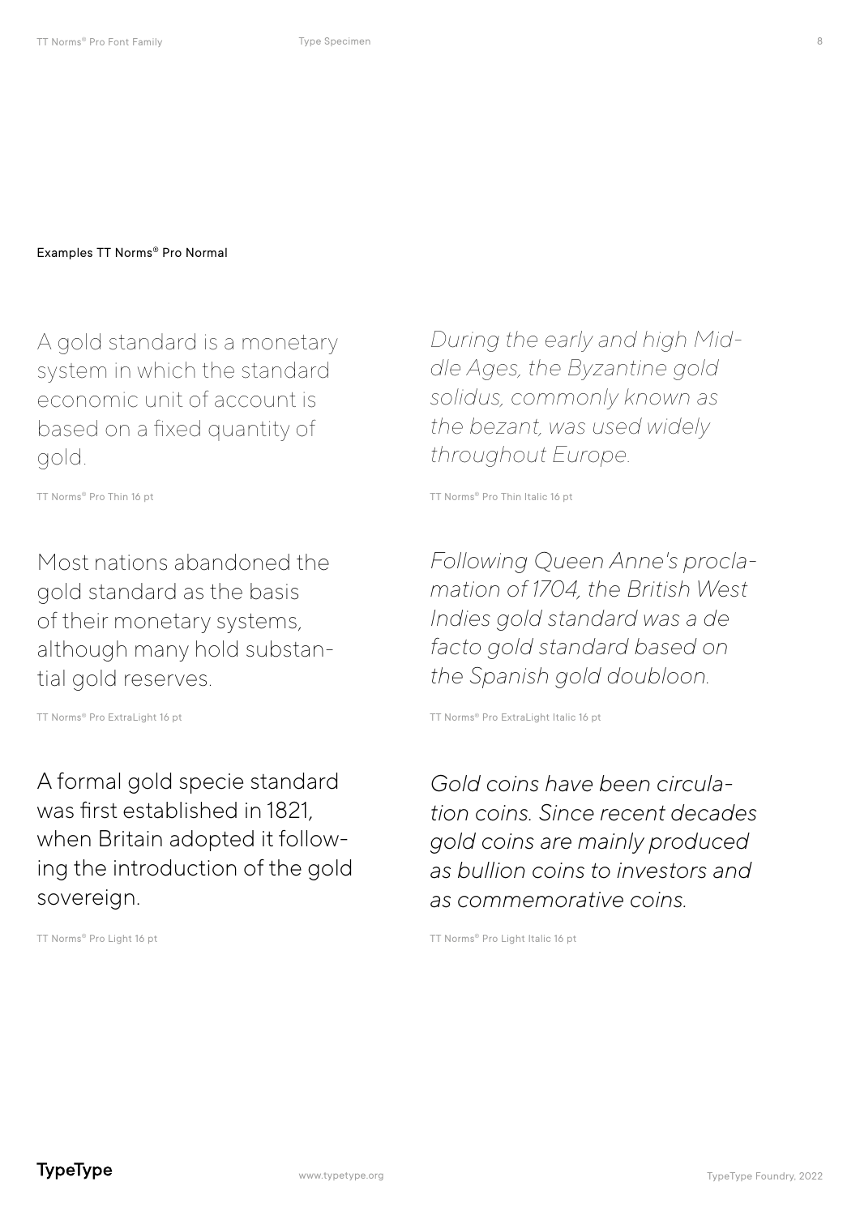Examples TT Norms® Pro Normal

A gold standard is a monetary system in which the standard economic unit of account is based on a fixed quantity of gold.

TT Norms® Pro Thin 16 pt

*During the early and high Middle Ages, the Byzantine gold solidus, commonly known as the bezant, was used widely throughout Europe.*

TT Norms® Pro Thin Italic 16 pt

Most nations abandoned the gold standard as the basis of their monetary systems, although many hold substantial gold reserves.

TT Norms® Pro ExtraLight 16 pt

*Following Queen Anne's proclamation of 1704, the British West Indies gold standard was a de facto gold standard based on the Spanish gold doubloon.*

TT Norms® Pro ExtraLight Italic 16 pt

A formal gold specie standard was first established in 1821, when Britain adopted it following the introduction of the gold sovereign.

TT Norms® Pro Light 16 pt

*Gold coins have been circulation coins. Since recent decades gold coins are mainly produced as bullion coins to investors and as commemorative coins.*

TT Norms® Pro Light Italic 16 pt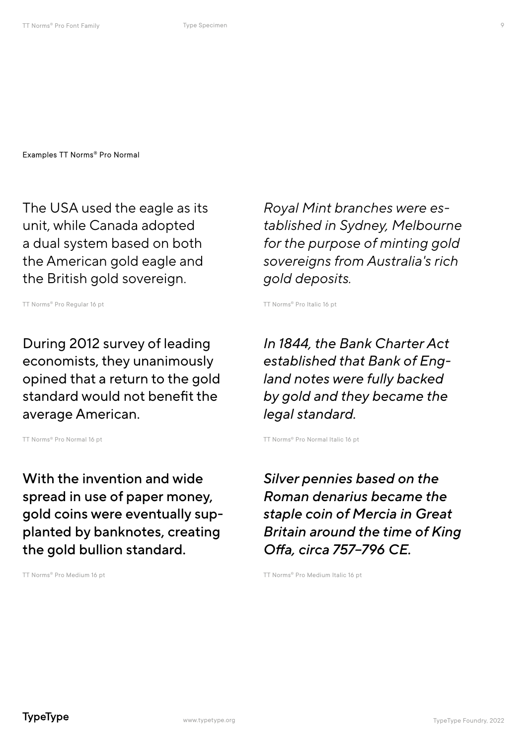Examples TT Norms® Pro Normal

The USA used the eagle as its unit, while Canada adopted a dual system based on both the American gold eagle and the British gold sovereign.

TT Norms® Pro Regular 16 pt

*Royal Mint branches were established in Sydney, Melbourne for the purpose of minting gold sovereigns from Australia's rich gold deposits.*

TT Norms® Pro Italic 16 pt

During 2012 survey of leading economists, they unanimously opined that a return to the gold standard would not benefit the average American.

TT Norms® Pro Normal 16 pt

*In 1844, the Bank Charter Act established that Bank of England notes were fully backed by gold and they became the legal standard.*

TT Norms® Pro Normal Italic 16 pt

With the invention and wide spread in use of paper money, gold coins were eventually supplanted by banknotes, creating the gold bullion standard.

TT Norms® Pro Medium 16 pt

*Silver pennies based on the Roman denarius became the staple coin of Mercia in Great Britain around the time of King Offa, circa 757–796 CE.*

TT Norms® Pro Medium Italic 16 pt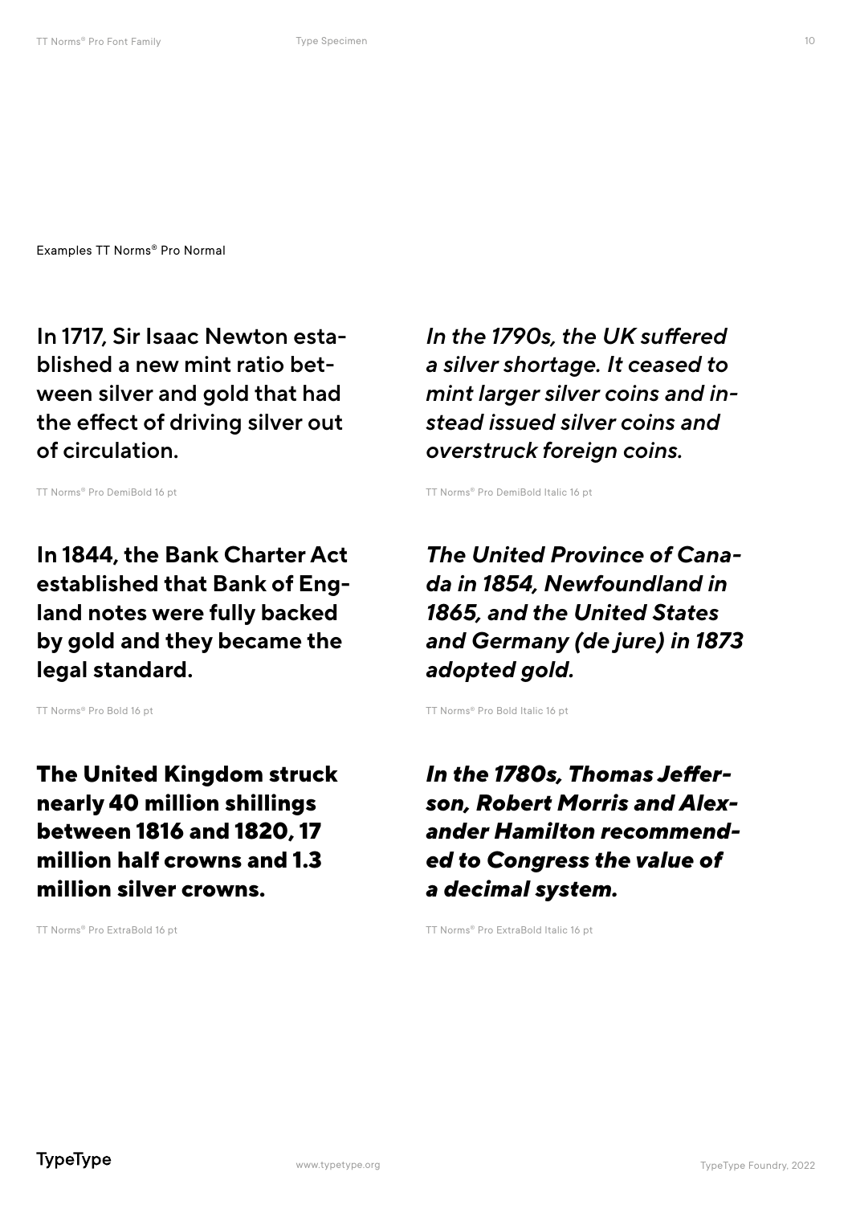Examples TT Norms® Pro Normal

**In 1717, Sir Isaac Newton esta-blished a new mint ratio bet-ween silver and gold that had the effect of driving silver out of circulation.**

TT Norms® Pro DemiBold 16 pt

***In the 1790s, the UK suffered a silver shortage. It ceased to mint larger silver coins and in-stead issued silver coins and overstruck foreign coins.***

TT Norms® Pro DemiBold Italic 16 pt

**In 1844, the Bank Charter Act established that Bank of Eng-land notes were fully backed by gold and they became the legal standard.**

TT Norms® Pro Bold 16 pt

***The United Province of Cana-da in 1854, Newfoundland in 1865, and the United States and Germany (de jure) in 1873 adopted gold.***

TT Norms® Pro Bold Italic 16 pt

**The United Kingdom struck nearly 40 million shillings between 1816 and 1820, 17 million half crowns and 1.3 million silver crowns.**

TT Norms® Pro ExtraBold 16 pt

***In the 1780s, Thomas Jeffer-son, Robert Morris and Alex-ander Hamilton recommend-ed to Congress the value of a decimal system.***

TT Norms® Pro ExtraBold Italic 16 pt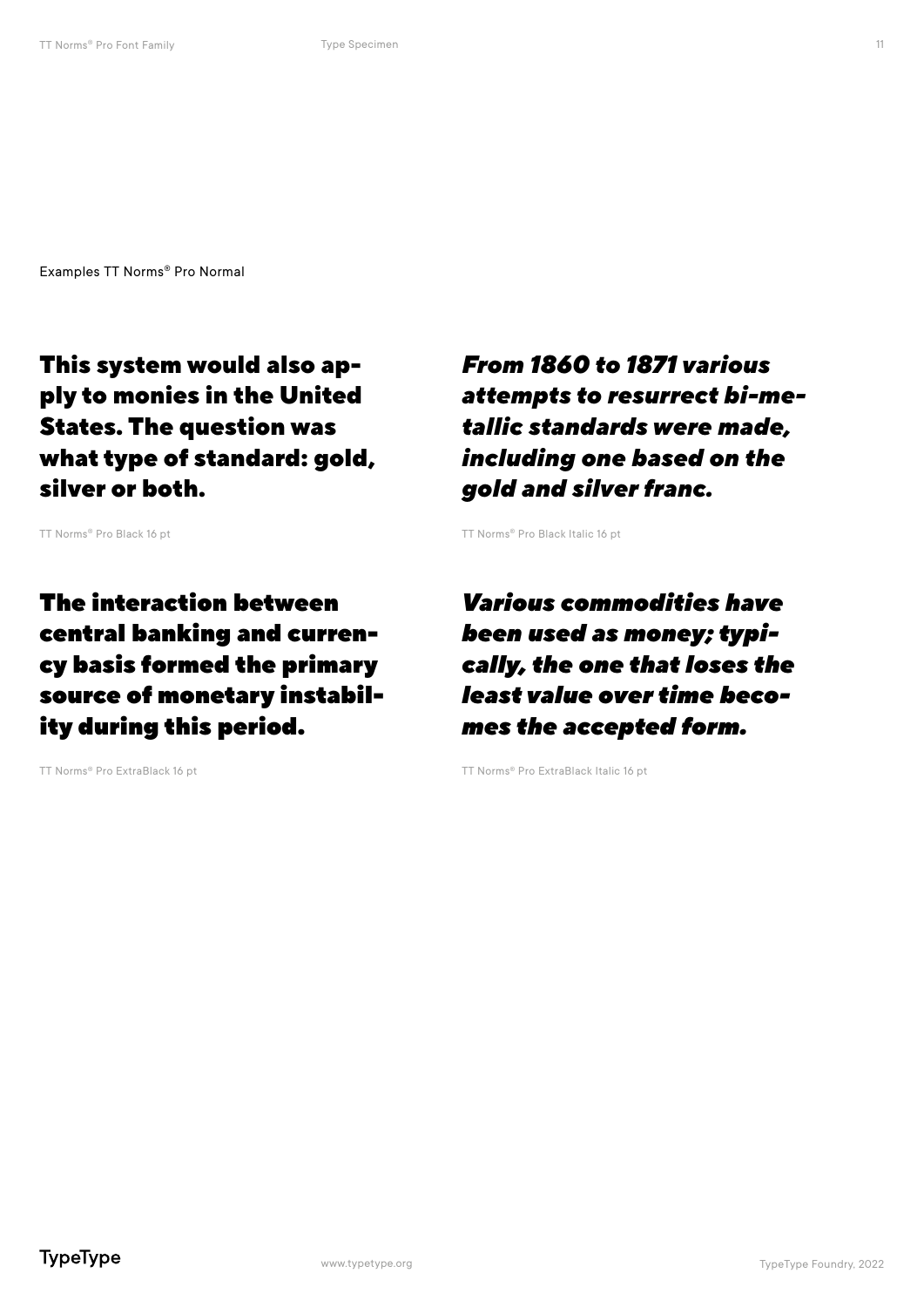Examples TT Norms® Pro Normal

**This system would also apply to monies in the United States. The question was what type of standard: gold, silver or both.**

TT Norms® Pro Black 16 pt

***From 1860 to 1871 various attempts to resurrect bi-metallic standards were made, including one based on the gold and silver franc.***

TT Norms® Pro Black Italic 16 pt

**The interaction between central banking and currency basis formed the primary source of monetary instability during this period.**

TT Norms® Pro ExtraBlack 16 pt

***Various commodities have been used as money; typically, the one that loses the least value over time becomes the accepted form.***

TT Norms® Pro ExtraBlack Italic 16 pt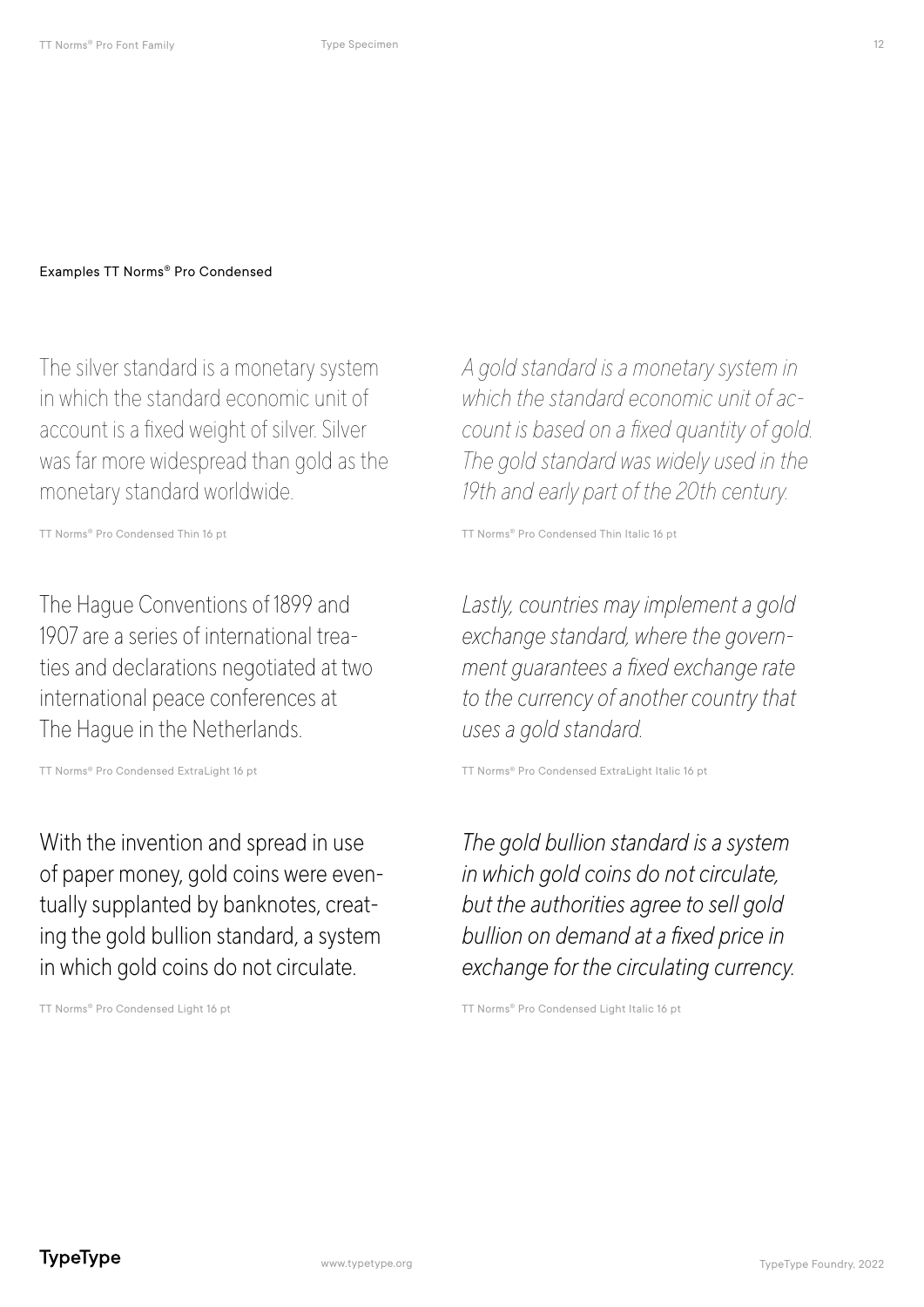Examples TT Norms® Pro Condensed

The silver standard is a monetary system in which the standard economic unit of account is a fixed weight of silver. Silver was far more widespread than gold as the monetary standard worldwide.

TT Norms® Pro Condensed Thin 16 pt

*A gold standard is a monetary system in which the standard economic unit of account is based on a fixed quantity of gold. The gold standard was widely used in the 19th and early part of the 20th century.*

TT Norms® Pro Condensed Thin Italic 16 pt

The Hague Conventions of 1899 and 1907 are a series of international treaties and declarations negotiated at two international peace conferences at The Hague in the Netherlands.

TT Norms® Pro Condensed ExtraLight 16 pt

*Lastly, countries may implement a gold exchange standard, where the government guarantees a fixed exchange rate to the currency of another country that uses a gold standard.*

TT Norms® Pro Condensed ExtraLight Italic 16 pt

With the invention and spread in use of paper money, gold coins were eventually supplanted by banknotes, creating the gold bullion standard, a system in which gold coins do not circulate.

TT Norms® Pro Condensed Light 16 pt

*The gold bullion standard is a system in which gold coins do not circulate, but the authorities agree to sell gold bullion on demand at a fixed price in exchange for the circulating currency.*

TT Norms® Pro Condensed Light Italic 16 pt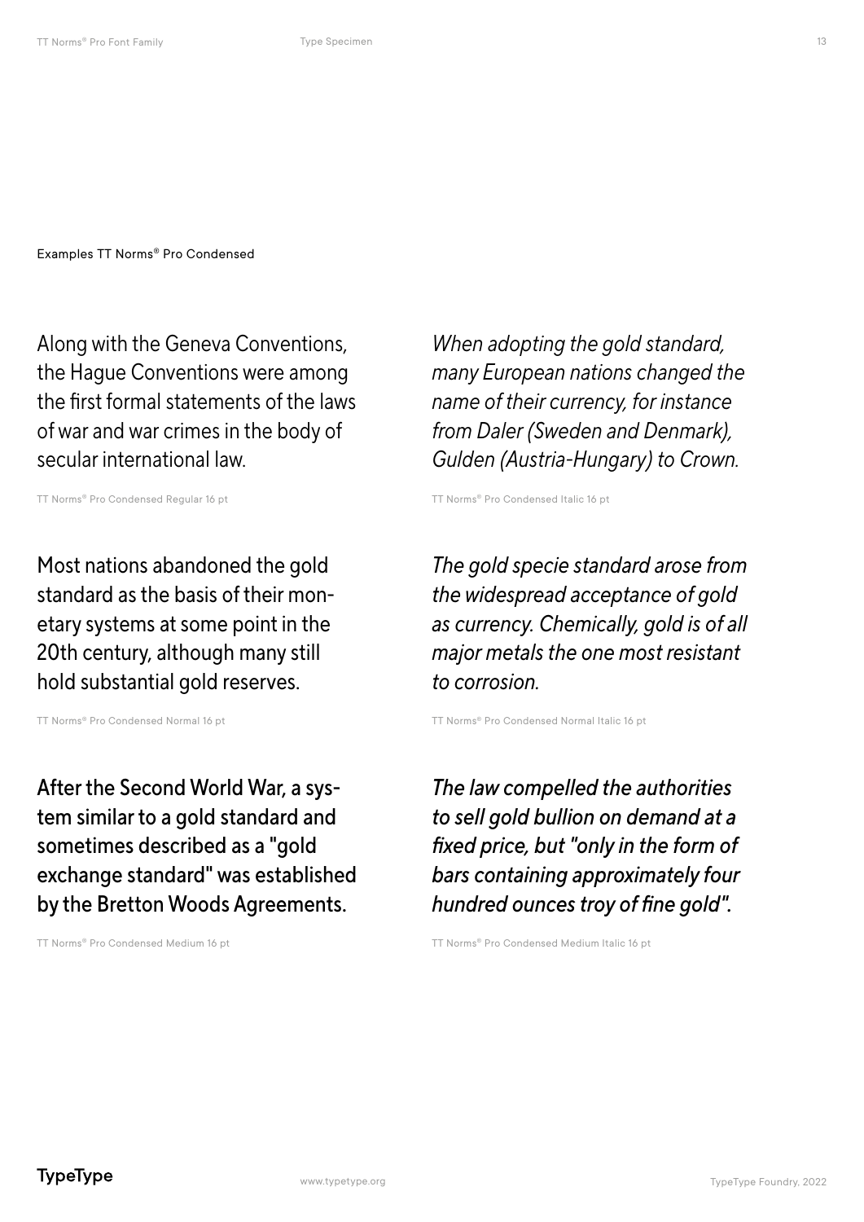Examples TT Norms® Pro Condensed

Along with the Geneva Conventions, the Hague Conventions were among the first formal statements of the laws of war and war crimes in the body of secular international law.

TT Norms® Pro Condensed Regular 16 pt

*When adopting the gold standard, many European nations changed the name of their currency, for instance from Daler (Sweden and Denmark), Gulden (Austria-Hungary) to Crown.*

TT Norms® Pro Condensed Italic 16 pt

Most nations abandoned the gold standard as the basis of their monetary systems at some point in the 20th century, although many still hold substantial gold reserves.

TT Norms® Pro Condensed Normal 16 pt

*The gold specie standard arose from the widespread acceptance of gold as currency. Chemically, gold is of all major metals the one most resistant to corrosion.*

TT Norms® Pro Condensed Normal Italic 16 pt

After the Second World War, a system similar to a gold standard and sometimes described as a "gold exchange standard" was established by the Bretton Woods Agreements.

TT Norms® Pro Condensed Medium 16 pt

*The law compelled the authorities to sell gold bullion on demand at a fixed price, but "only in the form of bars containing approximately four hundred ounces troy of fine gold".*

TT Norms® Pro Condensed Medium Italic 16 pt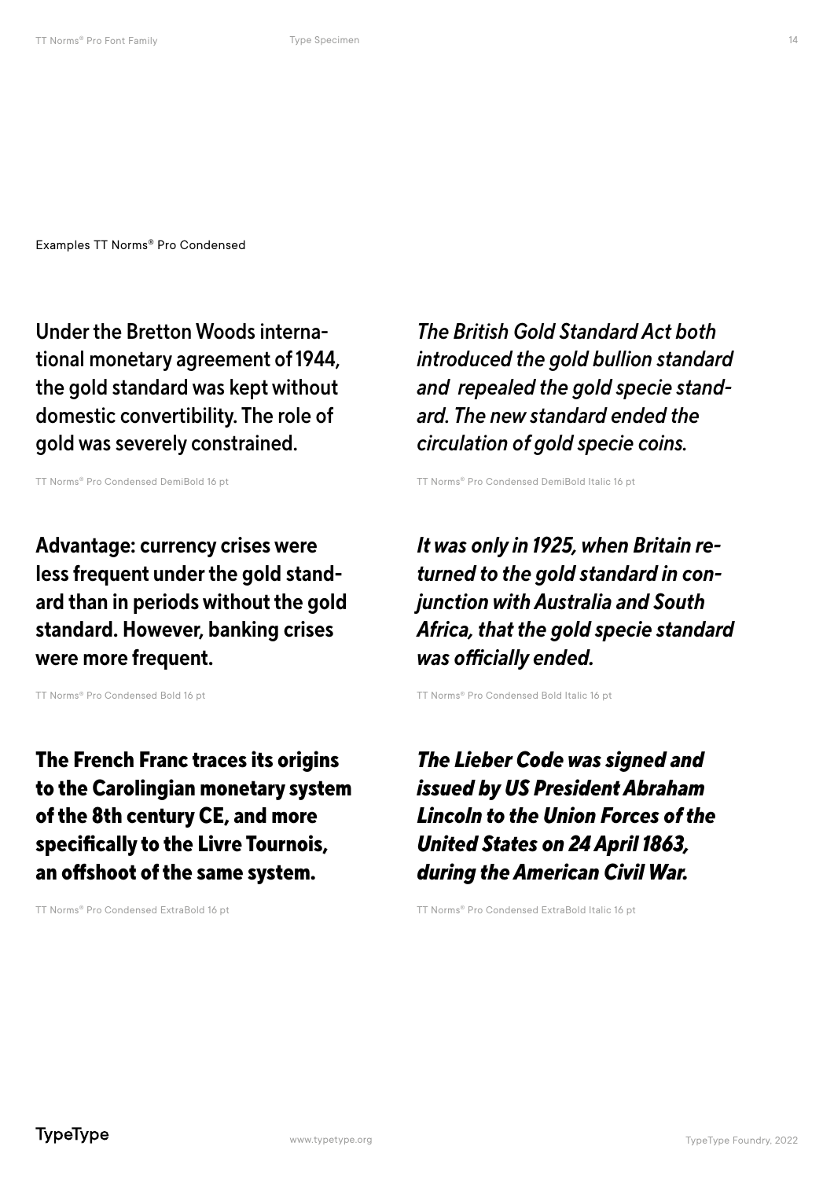Examples TT Norms® Pro Condensed

**Under the Bretton Woods international monetary agreement of 1944, the gold standard was kept without domestic convertibility. The role of gold was severely constrained.**

TT Norms® Pro Condensed DemiBold 16 pt

***The British Gold Standard Act both introduced the gold bullion standard and  repealed the gold specie standard. The new standard ended the circulation of gold specie coins.***

TT Norms® Pro Condensed DemiBold Italic 16 pt

**Advantage: currency crises were less frequent under the gold standard than in periods without the gold standard. However, banking crises were more frequent.**

TT Norms® Pro Condensed Bold 16 pt

***It was only in 1925, when Britain returned to the gold standard in conjunction with Australia and South Africa, that the gold specie standard was officially ended.***

TT Norms® Pro Condensed Bold Italic 16 pt

**The French Franc traces its origins to the Carolingian monetary system of the 8th century CE, and more specifically to the Livre Tournois, an offshoot of the same system.**

TT Norms® Pro Condensed ExtraBold 16 pt

***The Lieber Code was signed and issued by US President Abraham Lincoln to the Union Forces of the United States on 24 April 1863, during the American Civil War.***

TT Norms® Pro Condensed ExtraBold Italic 16 pt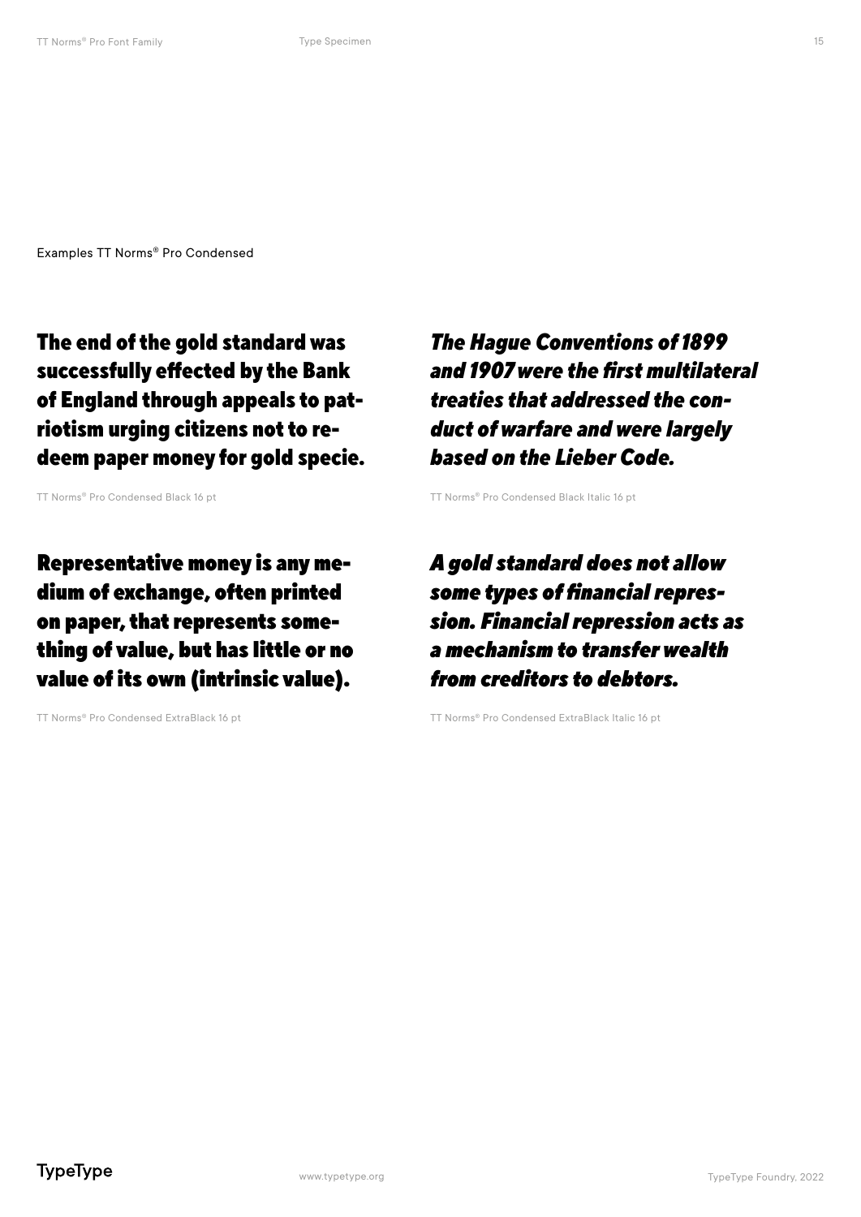Examples TT Norms® Pro Condensed

**The end of the gold standard was successfully effected by the Bank of England through appeals to patriotism urging citizens not to redeem paper money for gold specie.**

TT Norms® Pro Condensed Black 16 pt

***The Hague Conventions of 1899 and 1907 were the first multilateral treaties that addressed the conduct of warfare and were largely based on the Lieber Code.***

TT Norms® Pro Condensed Black Italic 16 pt

**Representative money is any medium of exchange, often printed on paper, that represents something of value, but has little or no value of its own (intrinsic value).**

TT Norms® Pro Condensed ExtraBlack 16 pt

***A gold standard does not allow some types of financial repression. Financial repression acts as a mechanism to transfer wealth from creditors to debtors.***

TT Norms® Pro Condensed ExtraBlack Italic 16 pt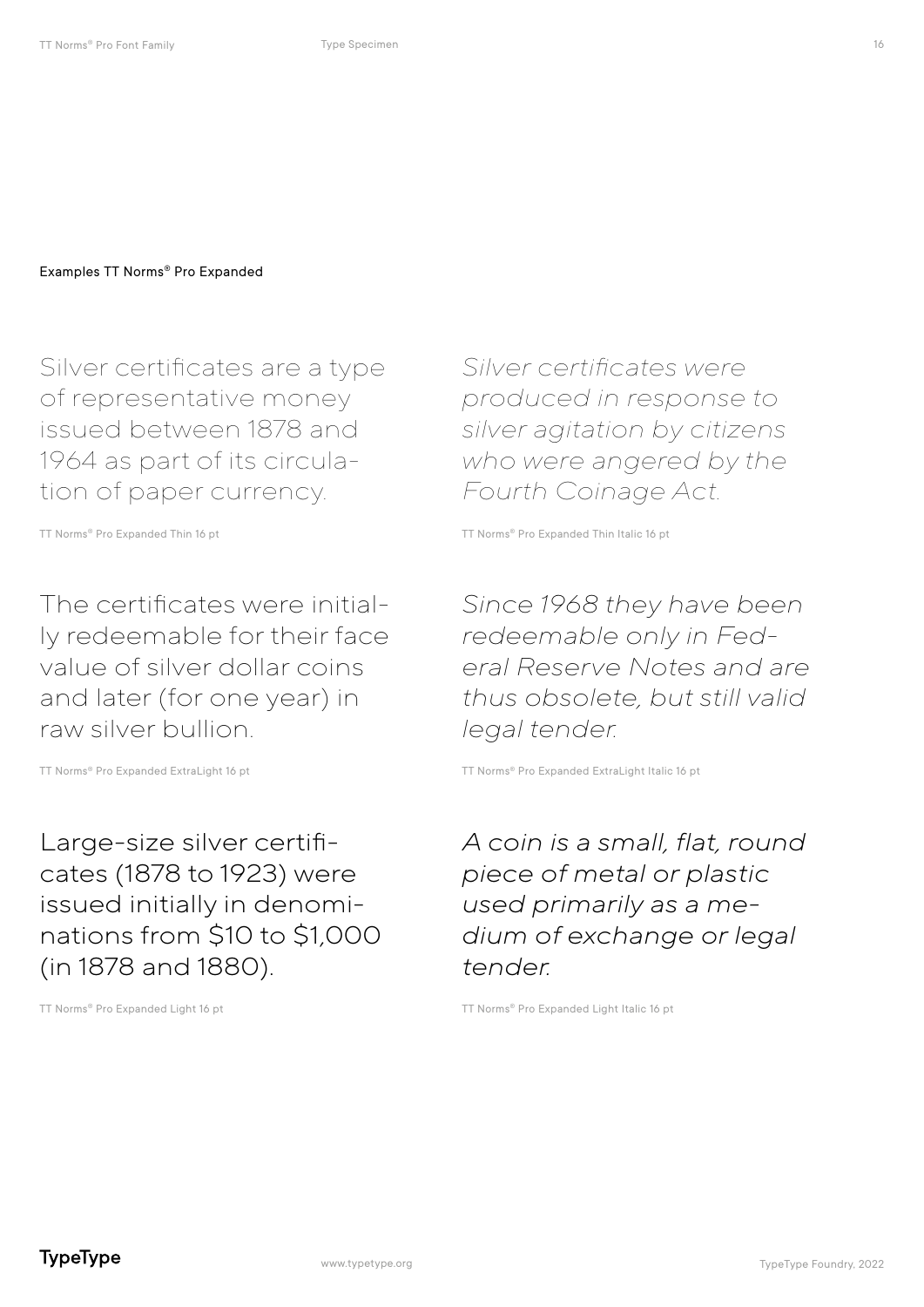Examples TT Norms® Pro Expanded

Silver certificates are a type of representative money issued between 1878 and 1964 as part of its circulation of paper currency.

TT Norms® Pro Expanded Thin 16 pt

*Silver certificates were produced in response to silver agitation by citizens who were angered by the Fourth Coinage Act.*

TT Norms® Pro Expanded Thin Italic 16 pt

The certificates were initially redeemable for their face value of silver dollar coins and later (for one year) in raw silver bullion.

TT Norms® Pro Expanded ExtraLight 16 pt

*Since 1968 they have been redeemable only in Federal Reserve Notes and are thus obsolete, but still valid legal tender.*

TT Norms® Pro Expanded ExtraLight Italic 16 pt

Large-size silver certificates (1878 to 1923) were issued initially in denominations from $10 to $1,000 (in 1878 and 1880).

TT Norms® Pro Expanded Light 16 pt

*A coin is a small, flat, round piece of metal or plastic used primarily as a medium of exchange or legal tender.*

TT Norms® Pro Expanded Light Italic 16 pt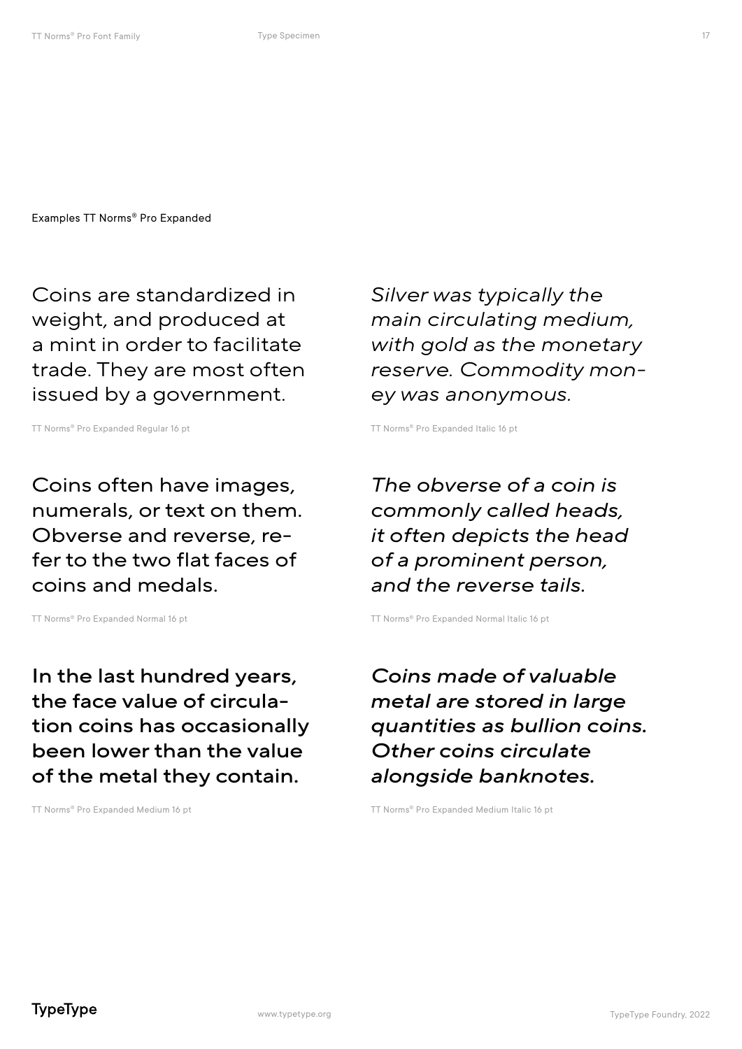Examples TT Norms® Pro Expanded

Coins are standardized in weight, and produced at a mint in order to facilitate trade. They are most often issued by a government.

TT Norms® Pro Expanded Regular 16 pt

*Silver was typically the main circulating medium, with gold as the monetary reserve. Commodity money was anonymous.*

TT Norms® Pro Expanded Italic 16 pt

Coins often have images, numerals, or text on them. Obverse and reverse, refer to the two flat faces of coins and medals.

TT Norms® Pro Expanded Normal 16 pt

*The obverse of a coin is commonly called heads, it often depicts the head of a prominent person, and the reverse tails.*

TT Norms® Pro Expanded Normal Italic 16 pt

**In the last hundred years, the face value of circulation coins has occasionally been lower than the value of the metal they contain.**

TT Norms® Pro Expanded Medium 16 pt

***Coins made of valuable metal are stored in large quantities as bullion coins. Other coins circulate alongside banknotes.***

TT Norms® Pro Expanded Medium Italic 16 pt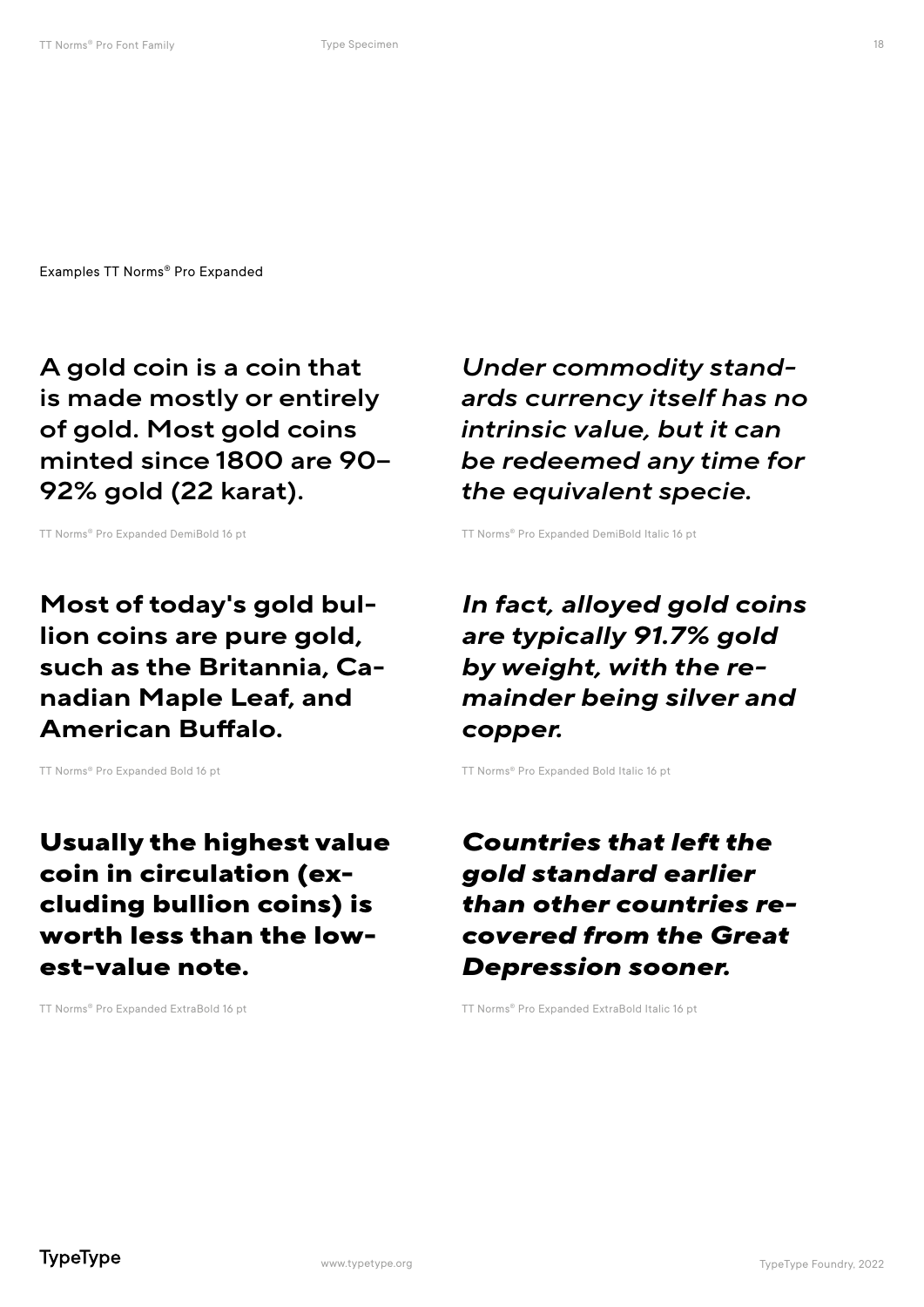Examples TT Norms® Pro Expanded

**A gold coin is a coin that is made mostly or entirely of gold. Most gold coins minted since 1800 are 90–92% gold (22 karat).**

TT Norms® Pro Expanded DemiBold 16 pt

***Under commodity standards currency itself has no intrinsic value, but it can be redeemed any time for the equivalent specie.***

TT Norms® Pro Expanded DemiBold Italic 16 pt

**Most of today's gold bullion coins are pure gold, such as the Britannia, Canadian Maple Leaf, and American Buffalo.**

TT Norms® Pro Expanded Bold 16 pt

***In fact, alloyed gold coins are typically 91.7% gold by weight, with the remainder being silver and copper.***

TT Norms® Pro Expanded Bold Italic 16 pt

**Usually the highest value coin in circulation (excluding bullion coins) is worth less than the lowest-value note.**

TT Norms® Pro Expanded ExtraBold 16 pt

***Countries that left the gold standard earlier than other countries recovered from the Great Depression sooner.***

TT Norms® Pro Expanded ExtraBold Italic 16 pt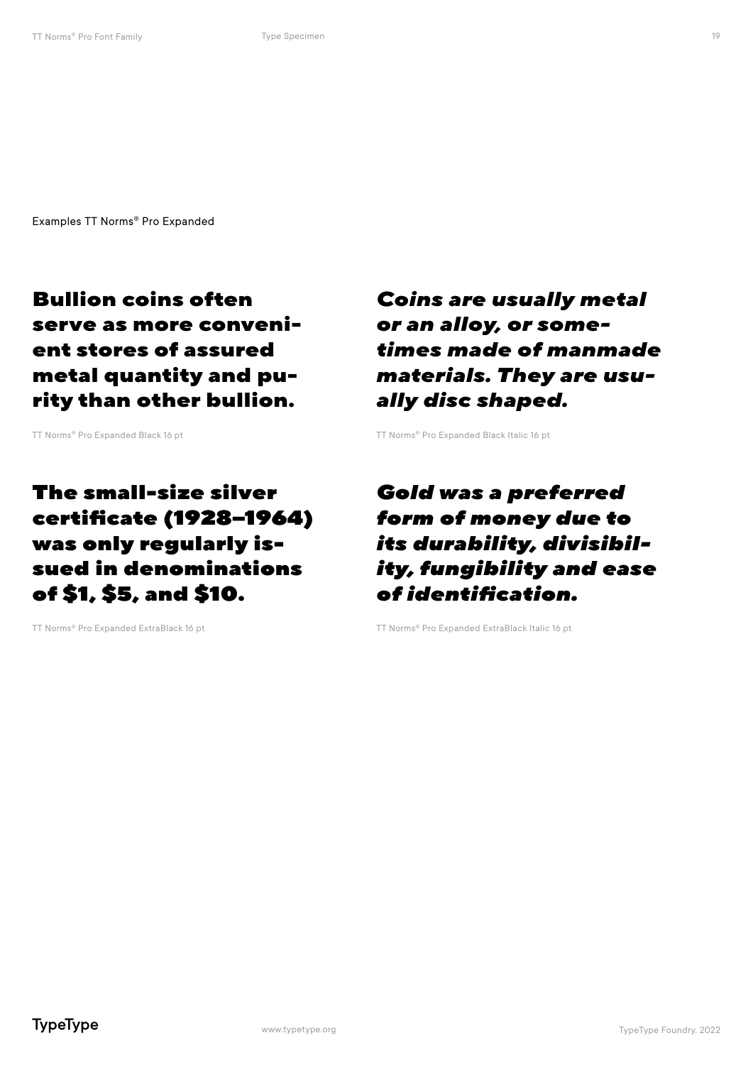Examples TT Norms® Pro Expanded

**Bullion coins often serve as more conveni-ent stores of assured metal quantity and pu-rity than other bullion.**

TT Norms® Pro Expanded Black 16 pt

***Coins are usually metal or an alloy, or some-times made of manmade materials. They are usu-ally disc shaped.***

TT Norms® Pro Expanded Black Italic 16 pt

**The small-size silver certificate (1928–1964) was only regularly is-sued in denominations of $1, $5, and $10.**

TT Norms® Pro Expanded ExtraBlack 16 pt

***Gold was a preferred form of money due to its durability, divisibil-ity, fungibility and ease of identification.***

TT Norms® Pro Expanded ExtraBlack Italic 16 pt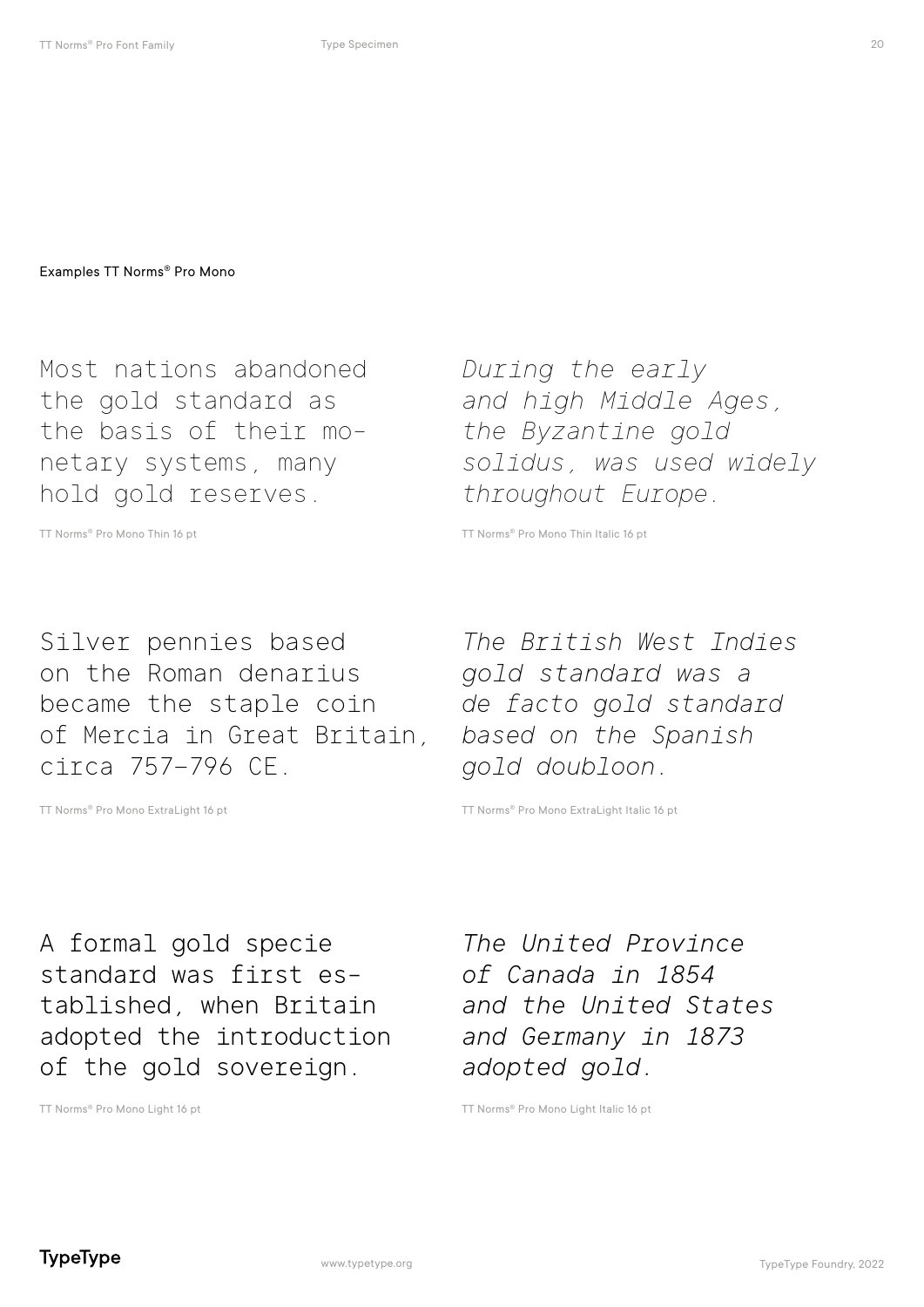Examples TT Norms® Pro Mono

Most nations abandoned the gold standard as the basis of their monetary systems, many hold gold reserves.

TT Norms® Pro Mono Thin 16 pt

*During the early and high Middle Ages, the Byzantine gold solidus, was used widely throughout Europe.*

TT Norms® Pro Mono Thin Italic 16 pt

Silver pennies based on the Roman denarius became the staple coin of Mercia in Great Britain, circa 757–796 CE.

TT Norms® Pro Mono ExtraLight 16 pt

*The British West Indies gold standard was a de facto gold standard based on the Spanish gold doubloon.*

TT Norms® Pro Mono ExtraLight Italic 16 pt

A formal gold specie standard was first established, when Britain adopted the introduction of the gold sovereign.

TT Norms® Pro Mono Light 16 pt

*The United Province of Canada in 1854 and the United States and Germany in 1873 adopted gold.*

TT Norms® Pro Mono Light Italic 16 pt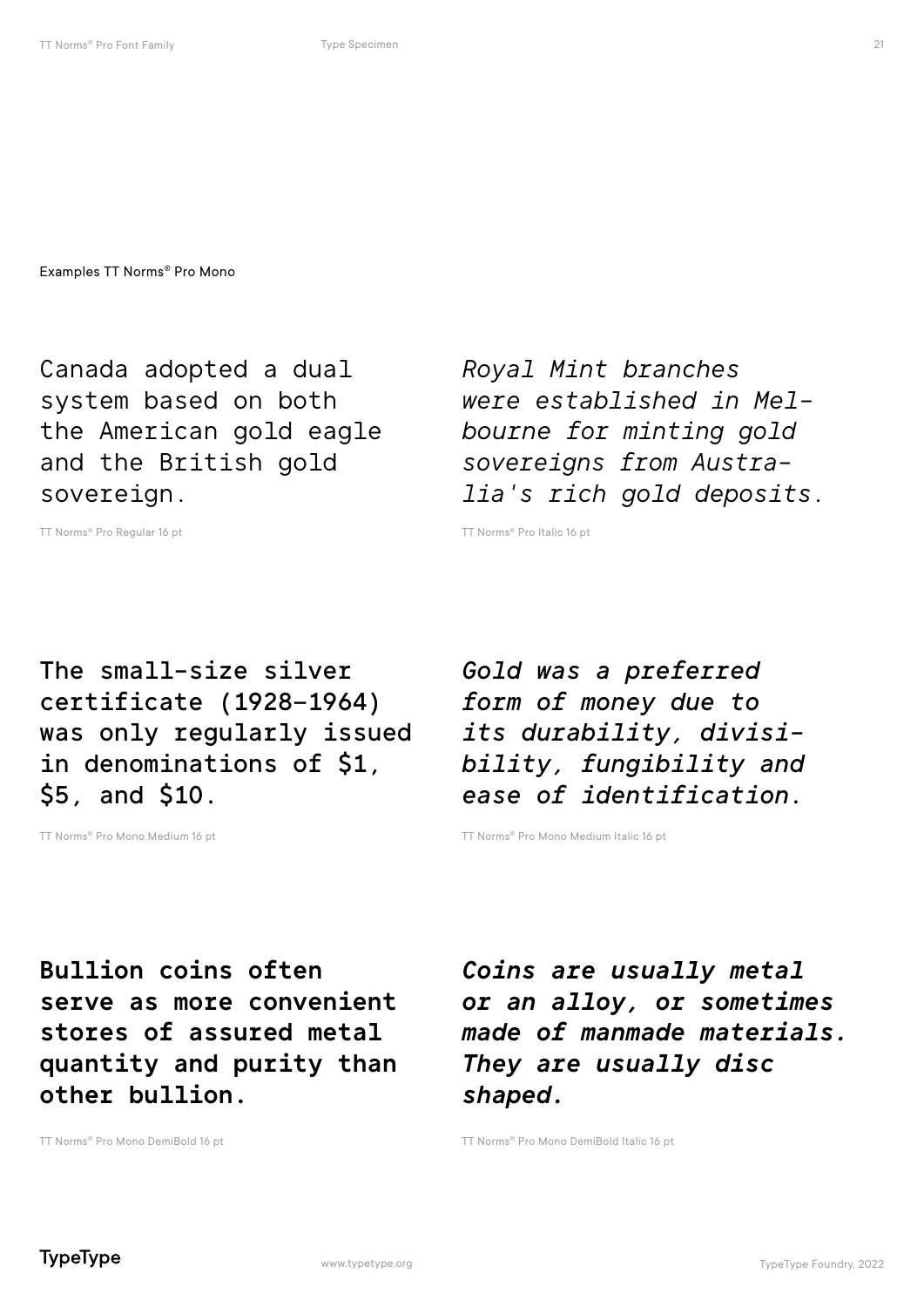Examples TT Norms® Pro Mono

Canada adopted a dual system based on both the American gold eagle and the British gold sovereign.

TT Norms® Pro Regular 16 pt

*Royal Mint branches were established in Mel-bourne for minting gold sovereigns from Austra-lia's rich gold deposits.*

TT Norms® Pro Italic 16 pt

The small-size silver certificate (1928–1964) was only regularly issued in denominations of $1, $5, and $10.

TT Norms® Pro Mono Medium 16 pt

*Gold was a preferred form of money due to its durability, divisi-bility, fungibility and ease of identification.*

TT Norms® Pro Mono Medium Italic 16 pt

**Bullion coins often serve as more convenient stores of assured metal quantity and purity than other bullion.**

TT Norms® Pro Mono DemiBold 16 pt

***Coins are usually metal or an alloy, or sometimes made of manmade materials. They are usually disc shaped.***

TT Norms® Pro Mono DemiBold Italic 16 pt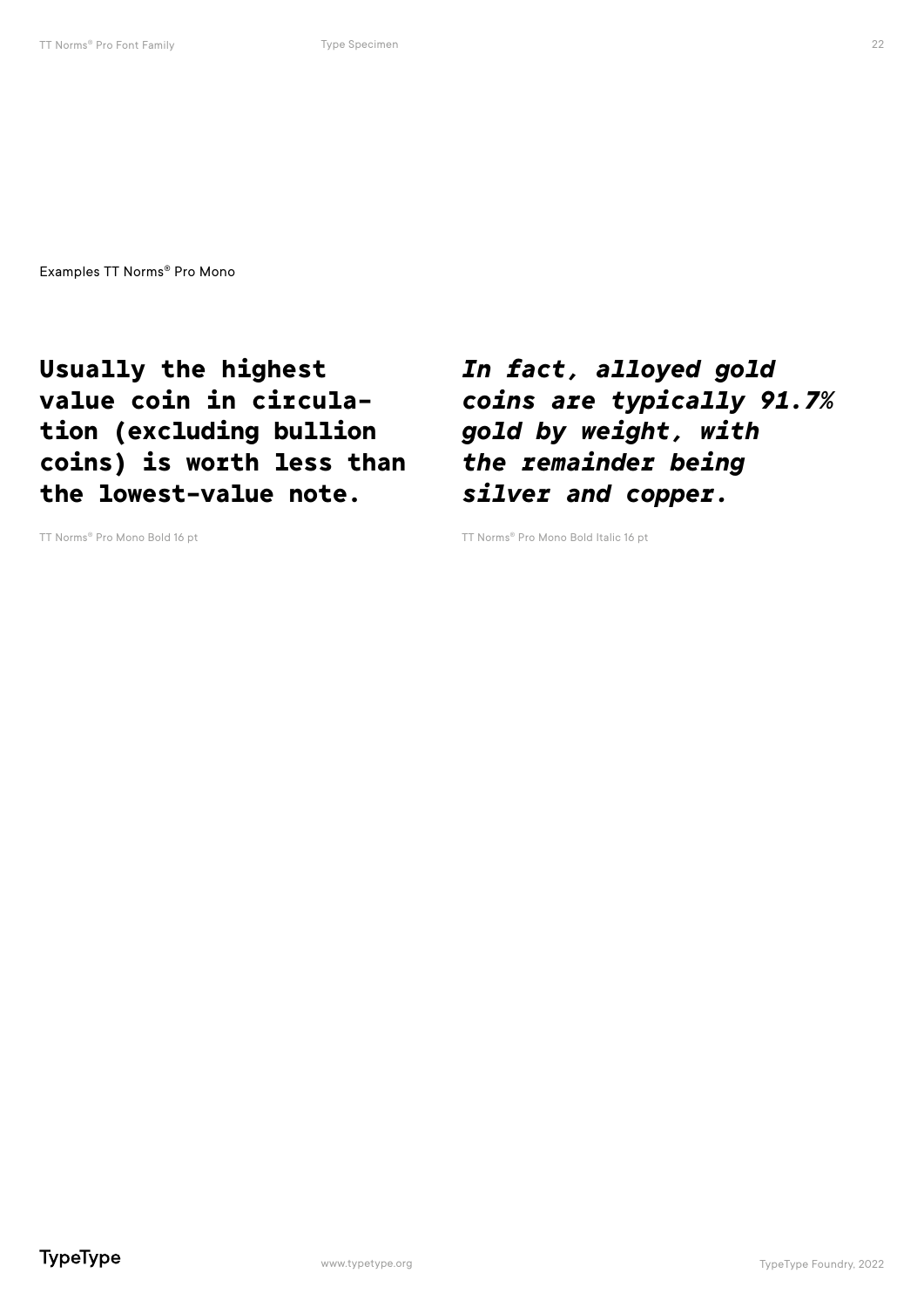Examples TT Norms® Pro Mono

**Usually the highest value coin in circula-tion (excluding bullion coins) is worth less than the lowest-value note.**

TT Norms® Pro Mono Bold 16 pt

***In fact, alloyed gold coins are typically 91.7% gold by weight, with the remainder being silver and copper.***

TT Norms® Pro Mono Bold Italic 16 pt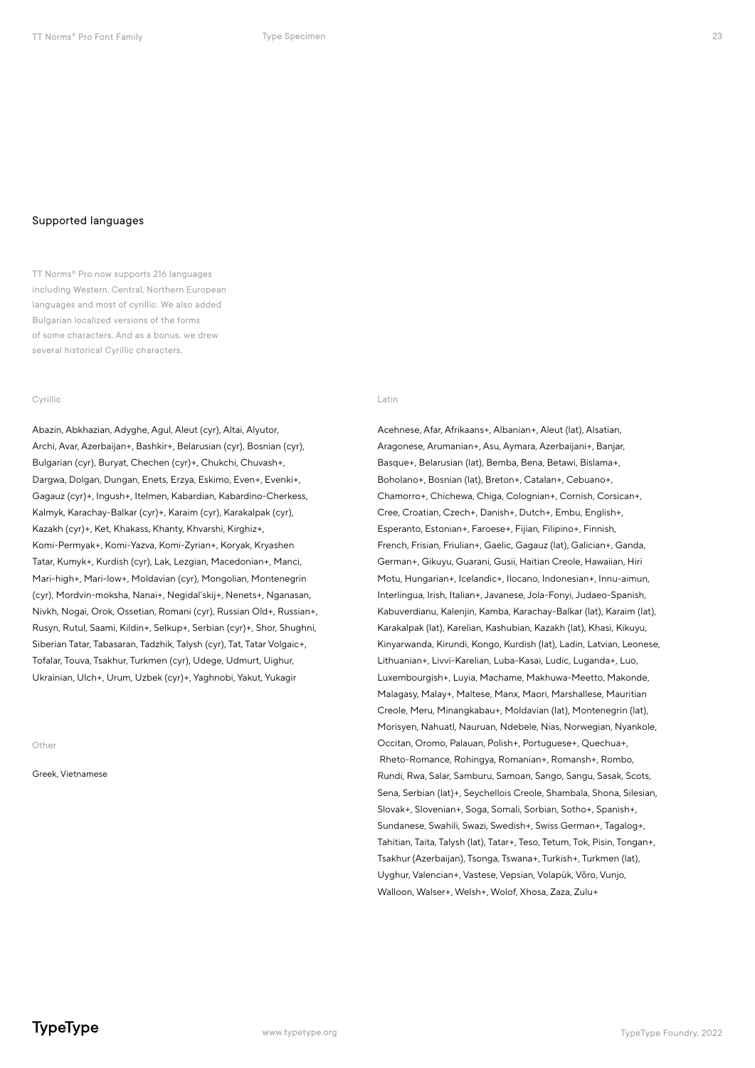## Supported languages

TT Norms® Pro now supports 216 languages including Western, Central, Northern European languages and most of cyrillic. We also added Bulgarian localized versions of the forms of some characters. And as a bonus, we drew several historical Cyrillic characters.

### Cyrillic

Abazin, Abkhazian, Adyghe, Agul, Aleut (cyr), Altai, Alyutor, Archi, Avar, Azerbaijan+, Bashkir+, Belarusian (cyr), Bosnian (cyr), Bulgarian (cyr), Buryat, Chechen (cyr)+, Chukchi, Chuvash+, Dargwa, Dolgan, Dungan, Enets, Erzya, Eskimo, Even+, Evenki+, Gagauz (cyr)+, Ingush+, Itelmen, Kabardian, Kabardino-Cherkess, Kalmyk, Karachay-Balkar (cyr)+, Karaim (cyr), Karakalpak (cyr), Kazakh (cyr)+, Ket, Khakass, Khanty, Khvarshi, Kirghiz+, Komi-Permyak+, Komi-Yazva, Komi-Zyrian+, Koryak, Kryashen Tatar, Kumyk+, Kurdish (cyr), Lak, Lezgian, Macedonian+, Manci, Mari-high+, Mari-low+, Moldavian (cyr), Mongolian, Montenegrin (cyr), Mordvin-moksha, Nanai+, Negidal'skij+, Nenets+, Nganasan, Nivkh, Nogai, Orok, Ossetian, Romani (cyr), Russian Old+, Russian+, Rusyn, Rutul, Saami, Kildin+, Selkup+, Serbian (cyr)+, Shor, Shughni, Siberian Tatar, Tabasaran, Tadzhik, Talysh (cyr), Tat, Tatar Volgaic+, Tofalar, Touva, Tsakhur, Turkmen (cyr), Udege, Udmurt, Uighur, Ukrainian, Ulch+, Urum, Uzbek (cyr)+, Yaghnobi, Yakut, Yukagir

### Other

Greek, Vietnamese

### Latin

Acehnese, Afar, Afrikaans+, Albanian+, Aleut (lat), Alsatian, Aragonese, Arumanian+, Asu, Aymara, Azerbaijani+, Banjar, Basque+, Belarusian (lat), Bemba, Bena, Betawi, Bislama+, Boholano+, Bosnian (lat), Breton+, Catalan+, Cebuano+, Chamorro+, Chichewa, Chiga, Colognian+, Cornish, Corsican+, Cree, Croatian, Czech+, Danish+, Dutch+, Embu, English+, Esperanto, Estonian+, Faroese+, Fijian, Filipino+, Finnish, French, Frisian, Friulian+, Gaelic, Gagauz (lat), Galician+, Ganda, German+, Gikuyu, Guarani, Gusii, Haitian Creole, Hawaiian, Hiri Motu, Hungarian+, Icelandic+, Ilocano, Indonesian+, Innu-aimun, Interlingua, Irish, Italian+, Javanese, Jola-Fonyi, Judaeo-Spanish, Kabuverdianu, Kalenjin, Kamba, Karachay-Balkar (lat), Karaim (lat), Karakalpak (lat), Karelian, Kashubian, Kazakh (lat), Khasi, Kikuyu, Kinyarwanda, Kirundi, Kongo, Kurdish (lat), Ladin, Latvian, Leonese, Lithuanian+, Livvi-Karelian, Luba-Kasai, Ludic, Luganda+, Luo, Luxembourgish+, Luyia, Machame, Makhuwa-Meetto, Makonde, Malagasy, Malay+, Maltese, Manx, Maori, Marshallese, Mauritian Creole, Meru, Minangkabau+, Moldavian (lat), Montenegrin (lat), Morisyen, Nahuatl, Nauruan, Ndebele, Nias, Norwegian, Nyankole, Occitan, Oromo, Palauan, Polish+, Portuguese+, Quechua+, Rheto-Romance, Rohingya, Romanian+, Romansh+, Rombo, Rundi, Rwa, Salar, Samburu, Samoan, Sango, Sangu, Sasak, Scots, Sena, Serbian (lat)+, Seychellois Creole, Shambala, Shona, Silesian, Slovak+, Slovenian+, Soga, Somali, Sorbian, Sotho+, Spanish+, Sundanese, Swahili, Swazi, Swedish+, Swiss German+, Tagalog+, Tahitian, Taita, Talysh (lat), Tatar+, Teso, Tetum, Tok, Pisin, Tongan+, Tsakhur (Azerbaijan), Tsonga, Tswana+, Turkish+, Turkmen (lat), Uyghur, Valencian+, Vastese, Vepsian, Volapük, Võro, Vunjo, Walloon, Walser+, Welsh+, Wolof, Xhosa, Zaza, Zulu+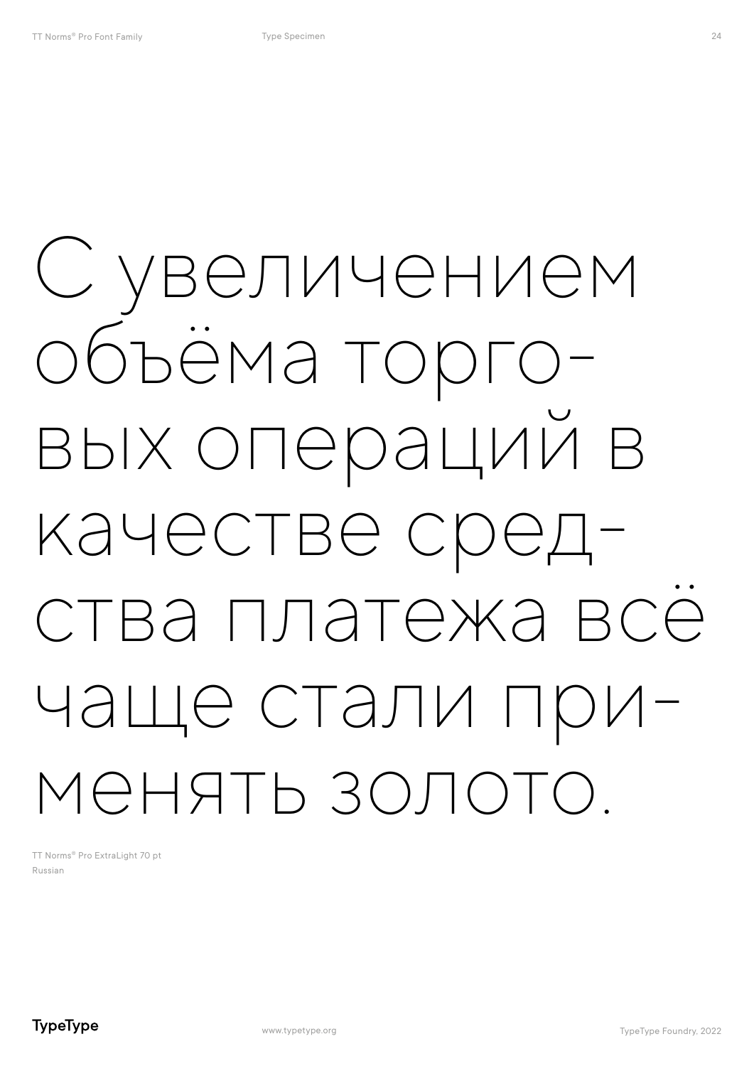С увеличением объёма торго-
вых операций в качестве сред-
ства платежа всё чаще стали при-
менять золото.

TT Norms® Pro ExtraLight 70 pt
Russian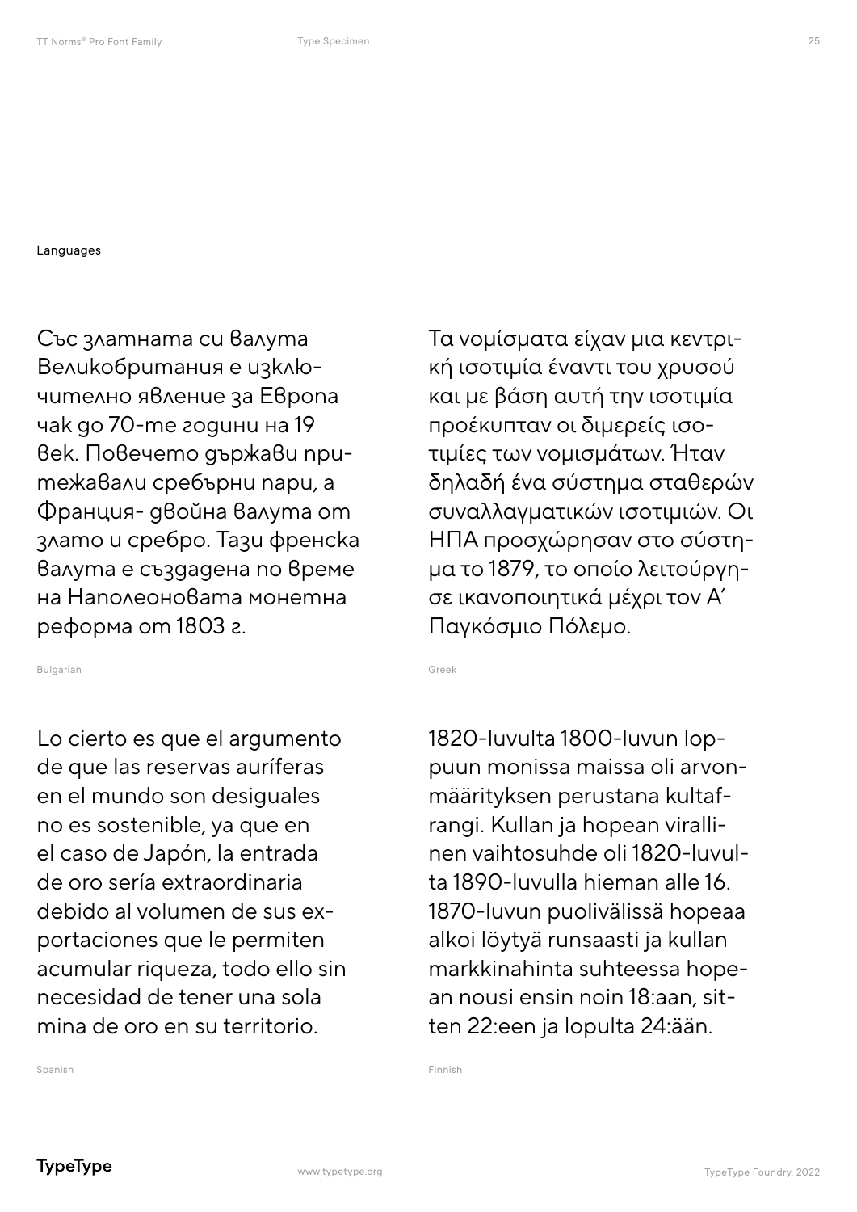Languages

Със златната си валута Великобритания е изключително явление за Европа чак до 70-те години на 19 век. Повечето държави притежавали сребърни пари, а Франция- двойна валута от злато и сребро. Тази френска валута е създадена по време на Наполеоновата монетна реформа от 1803 г.

Bulgarian

Τα νομίσματα είχαν μια κεντρική ισοτιμία έναντι του χρυσού και με βάση αυτή την ισοτιμία προέκυπταν οι διμερείς ισοτιμίες των νομισμάτων. Ήταν δηλαδή ένα σύστημα σταθερών συναλλαγματικών ισοτιμιών. Οι ΗΠΑ προσχώρησαν στο σύστημα το 1879, το οποίο λειτούργησε ικανοποιητικά μέχρι τον Α' Παγκόσμιο Πόλεμο.

Greek

Lo cierto es que el argumento de que las reservas auríferas en el mundo son desiguales no es sostenible, ya que en el caso de Japón, la entrada de oro sería extraordinaria debido al volumen de sus exportaciones que le permiten acumular riqueza, todo ello sin necesidad de tener una sola mina de oro en su territorio.

Spanish

1820-luvulta 1800-luvun loppuun monissa maissa oli arvonmäärityksen perustana kultafrangi. Kullan ja hopean virallinen vaihtosuhde oli 1820-luvulta 1890-luvulla hieman alle 16. 1870-luvun puolivälissä hopeaa alkoi löytyä runsaasti ja kullan markkinahinta suhteessa hopean nousi ensin noin 18:aan, sitten 22:een ja lopulta 24:ään.

Finnish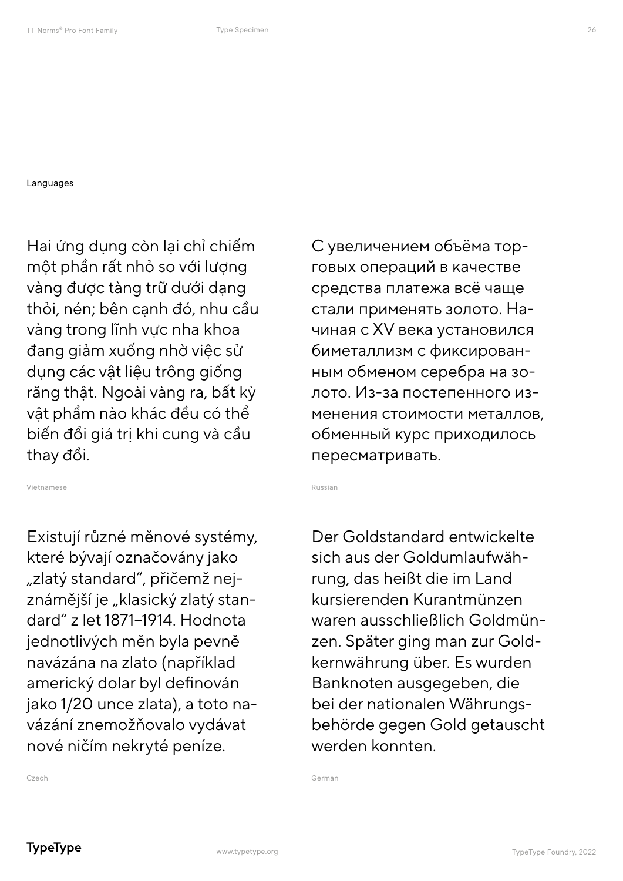Languages

Hai ứng dụng còn lại chỉ chiếm một phần rất nhỏ so với lượng vàng được tàng trữ dưới dạng thỏi, nén; bên cạnh đó, nhu cầu vàng trong lĩnh vực nha khoa đang giảm xuống nhờ việc sử dụng các vật liệu trông giống răng thật. Ngoài vàng ra, bất kỳ vật phẩm nào khác đều có thể biến đổi giá trị khi cung và cầu thay đổi.

Vietnamese

С увеличением объёма торговых операций в качестве средства платежа всё чаще стали применять золото. Начиная с XV века установился биметаллизм с фиксированным обменом серебра на золото. Из-за постепенного изменения стоимости металлов, обменный курс приходилось пересматривать.

Russian

Existují různé měnové systémy, které bývají označovány jako „zlatý standard", přičemž nejznámější je „klasický zlatý standard" z let 1871–1914. Hodnota jednotlivých měn byla pevně navázána na zlato (například americký dolar byl definován jako 1/20 unce zlata), a toto navázání znemožňovalo vydávat nové ničím nekryté peníze.

Czech

Der Goldstandard entwickelte sich aus der Goldumlaufwährung, das heißt die im Land kursierenden Kurantmünzen waren ausschließlich Goldmünzen. Später ging man zur Goldkernwährung über. Es wurden Banknoten ausgegeben, die bei der nationalen Währungsbehörde gegen Gold getauscht werden konnten.

German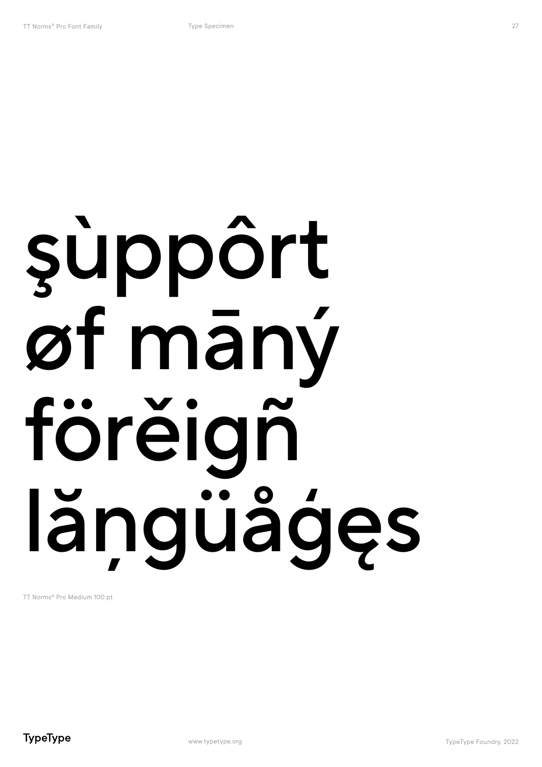# şùppôrt øf māný fövĕigñ lăņgüåģęs

TT Norms® Pro Medium 100 pt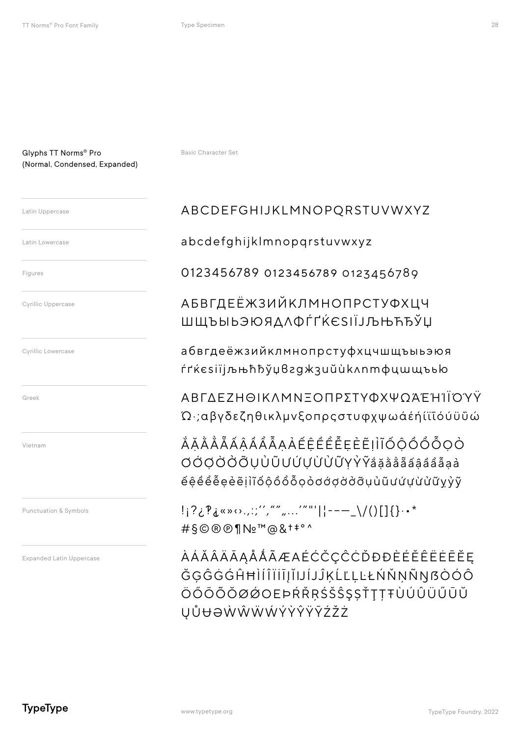## Glyphs TT Norms® Pro (Normal, Condensed, Expanded)

Basic Character Set

Latin Uppercase

ABCDEFGHIJKLMNOPQRSTUVWXYZ

Latin Lowercase

abcdefghijklmnopqrstuvwxyz

Figures

0123456789 0123456789 0123456789

Cyrillic Uppercase

АБВГДЕЁЖЗИЙКЛМНОПРСТУФХЦЧ
ШЩЪЫЬЭЮЯДЛФЃҐЌЄЅІЇЈЉЊЋЂЎЏ

Cyrillic Lowercase

абвгдеёжзийклмнопрстуфхцчшщъыьэюя
ѓґќєѕіїјљњћђўџвгджзийклмнтфцшщъьью

Greek

ΑΒΓΔΕΖΗΘΙΚΛΜΝΞΟΠΡΣΤΥΦΧΨΩΆΈΉΊΪΌΎΫ
Ώ·;αβγδεζηθικλμνξοπρςστυφχψωάέήίϊΐόύϋΰώ

Vietnam

ẮẶẰẲẴẤẬẦẨẪẠẢẾỆỀỂỄẸẺẼỊỈĨỐỘỒỔỖỌỎ
ƠỚỢỜỞỠỤỦŨƯỨỰỪỬỮỴỶỸắặằẳẵấậầẩẫạả
ếệềểễẹẻẽịỉĩốộồổỗọỏơớợờởỡụủũưứựừửữỵỷỹ

Punctuation & Symbols

!¡?¿‽⸘«»‹›.,:;‘’‚“”„…′″"'|¦-–—_\/()[]{}·•*
#§©®℗¶№™@&†‡°^

Expanded Latin Uppercase

ÀÁĂÂÄĀĄÅǺÃÆAÉĆČÇĈĊĎĐÐÈÉĚÊËĖĒĔĘ
ĞĢĜĠǴĤĦÌÍÎÏİĪĮĬIJÍĴĴĶĹĽĻĿŁŃŇŅÑŊßÒÓÔ
ÖŐŌÕŎØǾOEÞŔŘŖŚŠŜŞȘŤŢȚŦÙÚÛÜŰŪŬ
ŲŮɄƏẀŴẄẂÝỲŶŸȲŹŽŻ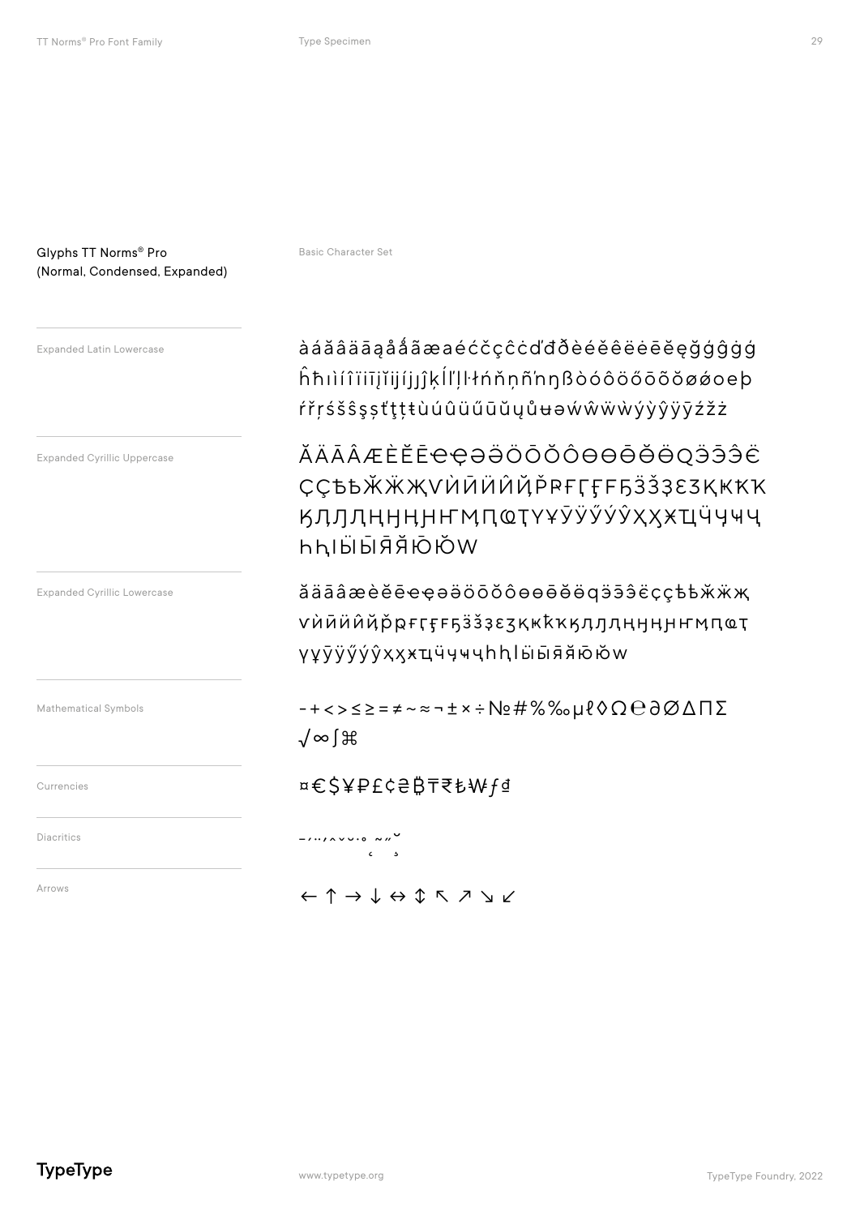Glyphs TT Norms® Pro
(Normal, Condensed, Expanded)

Basic Character Set

Expanded Latin Lowercase

àáăâäāąåǻãæaéćčçĉċďđðèéěêëėēĕęğǵĝġģ
ĥħıìíîïīįĭĳíĵȷĵķĺľļŀłńňņñŉŋßòóôöőōõŏøǿœþ
ŕřŗśšŝşșťţțŧùúûüűūŭųůʉəẃŵẅẁýỳŷÿȳźžż

Expanded Cyrillic Uppercase

ӐӒĀÂӔÈĔĒЄҾӘӚӦŌŎÔѲѲ̄Ѳ̆ѲӪQӬЭ̄Э̂Ё
ÇҪЂБӁӜҖѴЍӢӤЙ̂ҊҎҒҒ̌ҒҔҔӞӞ̌ӠЄЗҚҜҞҠ
ҠӅԒԒԢӉӇҢҤМ̧ԤѾҬҮҰŪӰӲӮ̂ӼХҲӾЦ̆ӴҶҸҶ
ҺԦІЫ̆ЫЯ̄ЯЮЮ̆W

Expanded Cyrillic Lowercase

ӑӓāâӕèĕēєҿәӛӧōŏôѳѳ̄ѳ̆ӫqӭэ̄э̂ё
çҫђбӂӝҗѵѝӣӥй̂ҋҏғғ̌ғҕӟӟ̌ӡєзқҝҟҡ
ҡӆԓԓԣӊӈңҥм̧ԥѿҭүұ̄ӱӳӯ̂ӽхҳӿц̆ӵҷҹҷһԧӏы̆ыя̄яю̆юw

Mathematical Symbols

− + < > ≤ ≥ = ≠ ~ ≈ ¬ ± × ÷ № # % ‰ µ ℓ ◊ Ω ℮ ∂ ∅ ∆ ∏ ∑
√ ∞ ∫ ⌘

Currencies

¤ € $ ¥ ₽ £ ¢ ₴ ₿ ₸ ₹ ₺ ₩ ƒ ₫

Diacritics

¯ ˊ ¨ ˋ ˆ ˇ ˘ ˙ ˚ ˜ ˝ ̆ ̦ ̧

Arrows

← ↑ → ↓ ↔ ↕ ↖ ↗ ↘ ↙

TypeType

www.typetype.org

TypeType Foundry, 2022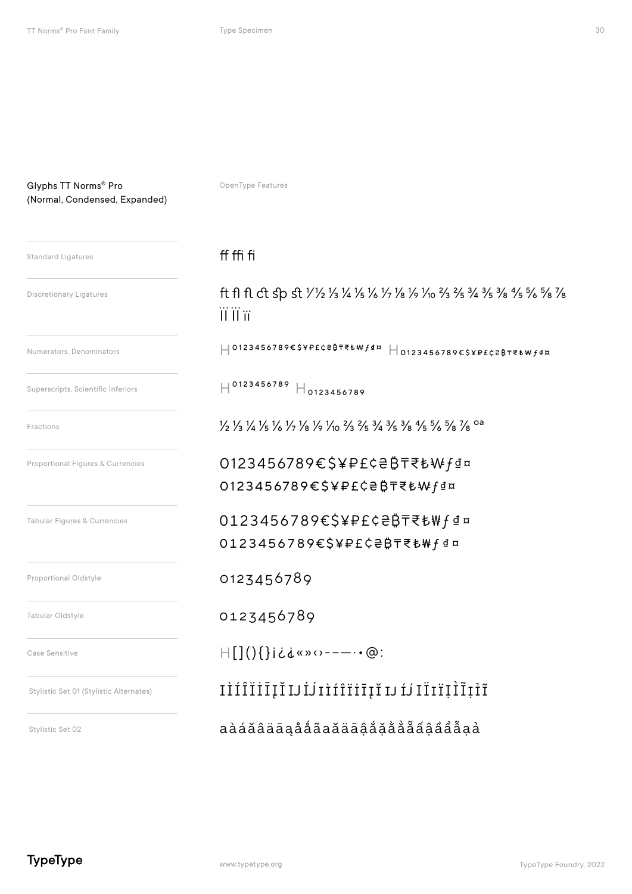## Glyphs TT Norms® Pro (Normal, Condensed, Expanded)

OpenType Features

| | |
|---|---|
| Standard Ligatures | ff ffi fi |
| Discretionary Ligatures | ft fl fl ct sp st ⁄ ½ ⅓ ¼ ⅕ ⅙ ⅐ ⅛ ⅑ ⅒ ⅔ ⅖ ¾ ⅗ ⅜ ⅘ ⅚ ⅝ ⅞ Ï Ï Ï Ï ïï |
| Numerators, Denominators | H 0123456789€$¥₽£¢₴₿₸₹₺₩ƒ₫¤ H 0123456789€$¥₽£¢₴₿₸₹₺₩ƒ₫¤ |
| Superscripts, Scientific Inferiors | H 0123456789 H 0123456789 |
| Fractions | ½ ⅓ ¼ ⅕ ⅙ ⅐ ⅛ ⅑ ⅒ ⅔ ⅖ ¾ ⅗ ⅜ ⅘ ⅚ ⅝ ⅞ ºª |
| Proportional Figures & Currencies | 0123456789€$¥₽£¢₴₿₸₹₺₩ƒ₫¤ 0123456789€$¥₽£¢₴₿₸₹₺₩ƒ₫¤ |
| Tabular Figures & Currencies | 0123456789€$¥₽£¢₴₿₸₹₺₩ƒ₫¤ 0123456789€$¥₽£¢₴₿₸₹₺₩ƒ₫¤ |
| Proportional Oldstyle | 0123456789 |
| Tabular Oldstyle | 0123456789 |
| Case Sensitive | H[](){}¡¿¿«»‹›-–—·•@: |
| Stylistic Set 01 (Stylistic Alternates) | IÌÍÎÏİĪĮĬIJÍJıìíîïīįĭĳíĵIÏıïỊÌĨịỉĩ |
| Stylistic Set 02 | aàáăâäāąåǻãaàăäāậắặằẳẵấậầẩẫạả |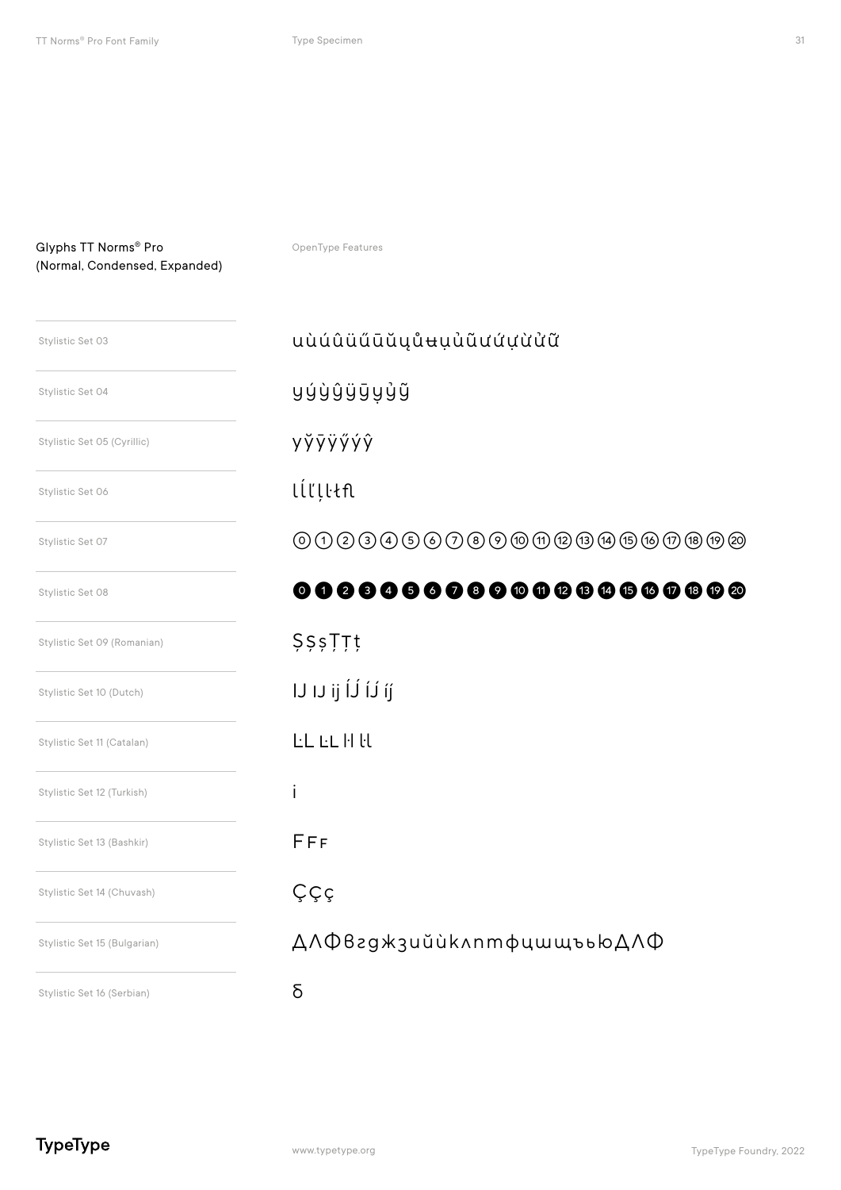Glyphs TT Norms® Pro
(Normal, Condensed, Expanded)

OpenType Features

| | |
|---|---|
| Stylistic Set 03 | uùúûüűūŭųůʉụủũưứựừửữ |
| Stylistic Set 04 | yýỳŷÿȳỵỷỹ |
| Stylistic Set 05 (Cyrillic) | yўӯӱӳýŷ |
| Stylistic Set 06 | lĺľļŀłﬂ |
| Stylistic Set 07 | ⓪①②③④⑤⑥⑦⑧⑨⑩⑪⑫⑬⑭⑮⑯⑰⑱⑲⑳ |
| Stylistic Set 08 | ⓿❶❷❸❹❺❻❼❽❾❿⓫⓬⓭⓮⓯⓰⓱⓲⓳⓴ |
| Stylistic Set 09 (Romanian) | ȘșșȚȚț |
| Stylistic Set 10 (Dutch) | IJ IJ ij ÍJ́ íj́ íj́ |
| Stylistic Set 11 (Catalan) | L·L L·L l·l l·l |
| Stylistic Set 12 (Turkish) | i |
| Stylistic Set 13 (Bashkir) | FFF |
| Stylistic Set 14 (Chuvash) | Ççç |
| Stylistic Set 15 (Bulgarian) | ДЛФвгджзийѝклпмфцшщъьюДЛФ |
| Stylistic Set 16 (Serbian) | б |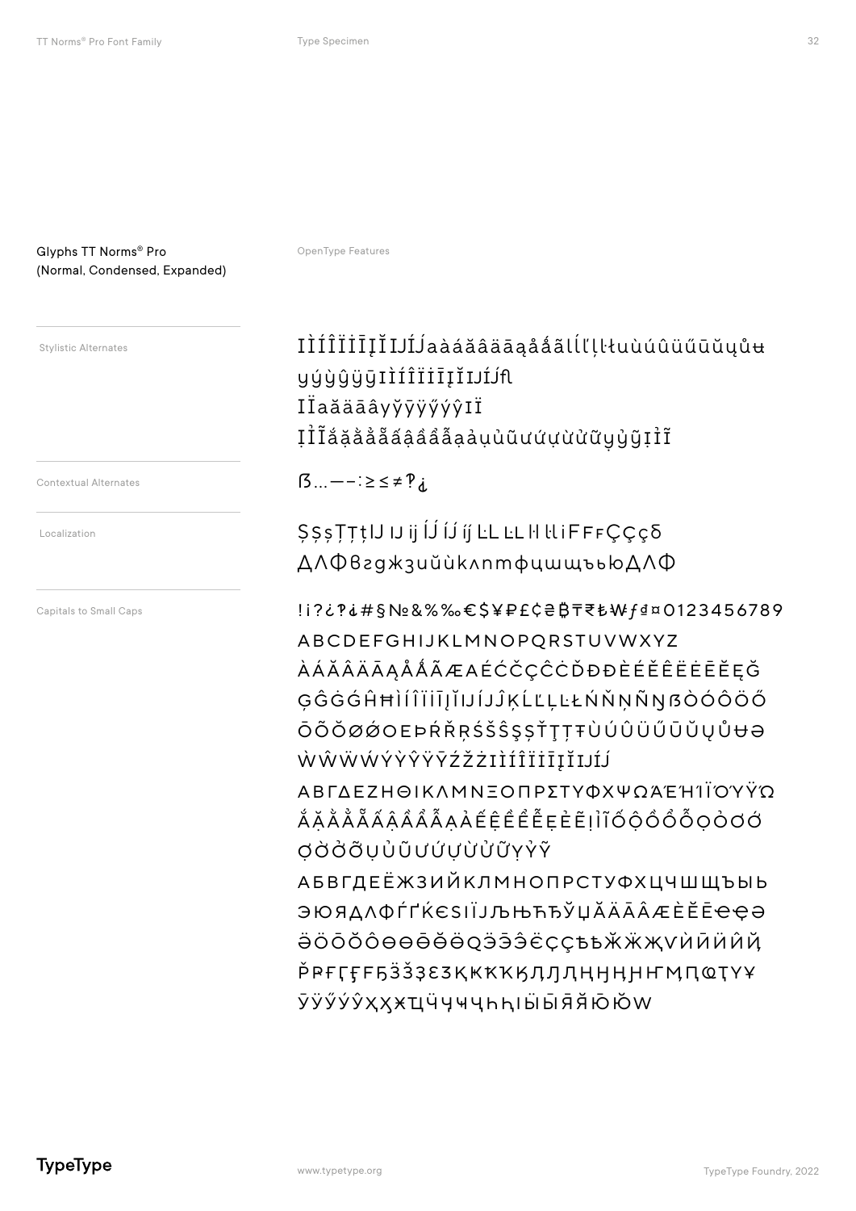## Glyphs TT Norms® Pro (Normal, Condensed, Expanded)

OpenType Features

**Stylistic Alternates**

IÌÍÎÏİĪĮĬIJÍJaàáăâäāąåǻãlĺľļŀłuùúûüűūŭųůʉ
yýỳŷÿȳIÌÍÎÏİĪĮĬIJÍJﬂ
IÏaăäāâyÿȳÿýŷIÏ
ỊỈĨắặằẳẵấậầẩẫạảụủũưứựừửữỵỷỹỊỈĨ

**Contextual Alternates**

ß…—–:≥≤≠?¿

**Localization**

ȘșșȚțțIJ IJ ij ÍJ ÍJ íj L·L L·L l·l l·l i F F ꜰ Ç ç ç δ
ДЛФвгджзийклмнптфцшщъьюДЛФ

**Capitals to Small Caps**

! ¡ ? ¿ ? ¿ # § № & % ‰ € $ ¥ ₽ £ ¢ ₴ ₿ ₮ ₹ ₺ ₩ ƒ ₫ ¤ 0 1 2 3 4 5 6 7 8 9
ABCDEFGHIJKLMNOPQRSTUVWXYZ
ÀÁĂÂÄĀĄÅǺÃÆAÉĆČÇĈĊĎĐÐÈÉĚÊËĖĒĔĘĞ
ĢĜĠǴĤĦÌÍÎÏİĪĮĬIJÍJĴĶĹĽĻĿŁŃŇŅÑŊßÒÓÔÖŐ
ŌÕŎØǾOEÞŔŘŖŚŠŜŞȘŤŢȚŦÙÚÛÜŰŪŬŲŮɄƏ
ẀŴẄẂÝỲŶŸȲŹŽŻIÌÍÎÏİĪĮĬIJÍJ
ΑΒΓΔΕΖΗΘΙΚΛΜΝΞΟΠΡΣΤΥΦΧΨΩΆΈΉΊΪΌΎΫΏ
ẮẶẰẲẴẤẬẦẨẪẠẢẾỆỀỂỄẸẺẼỊỈĨỐỘỒỔỖỌỎƠỚ
ỢỜỞỠỤỦŨƯỨỰỪỬỮỴỶỸ
АБВГДЕЁЖЗИЙКЛМНОПРСТУФХЦЧШЩЪЫЬ
ЭЮЯДЛФЃҐЌЄЅІЇЈЉЊЋЂЎЏӐӒĀÂÆÈĔĒЄ̈Ҿ Ə
ӚÖŌŎÔӨӨ̄Ө̆ӪԚӞЗ̄З̂ЁҪҪѢҖӜҖѴЍӢӤЙӤ
ҎҎҒӶӺҒЂӞЗ̆ЗꞫҚҜҞҠԮԒԢӉӇӈҢҤҢӍԤѼҬҮҰ
ӮӰӲÝŶҲӼӾԤӴҶҸӋҺԦӸЫ̄Я̄ЯЮ̄Ю̆W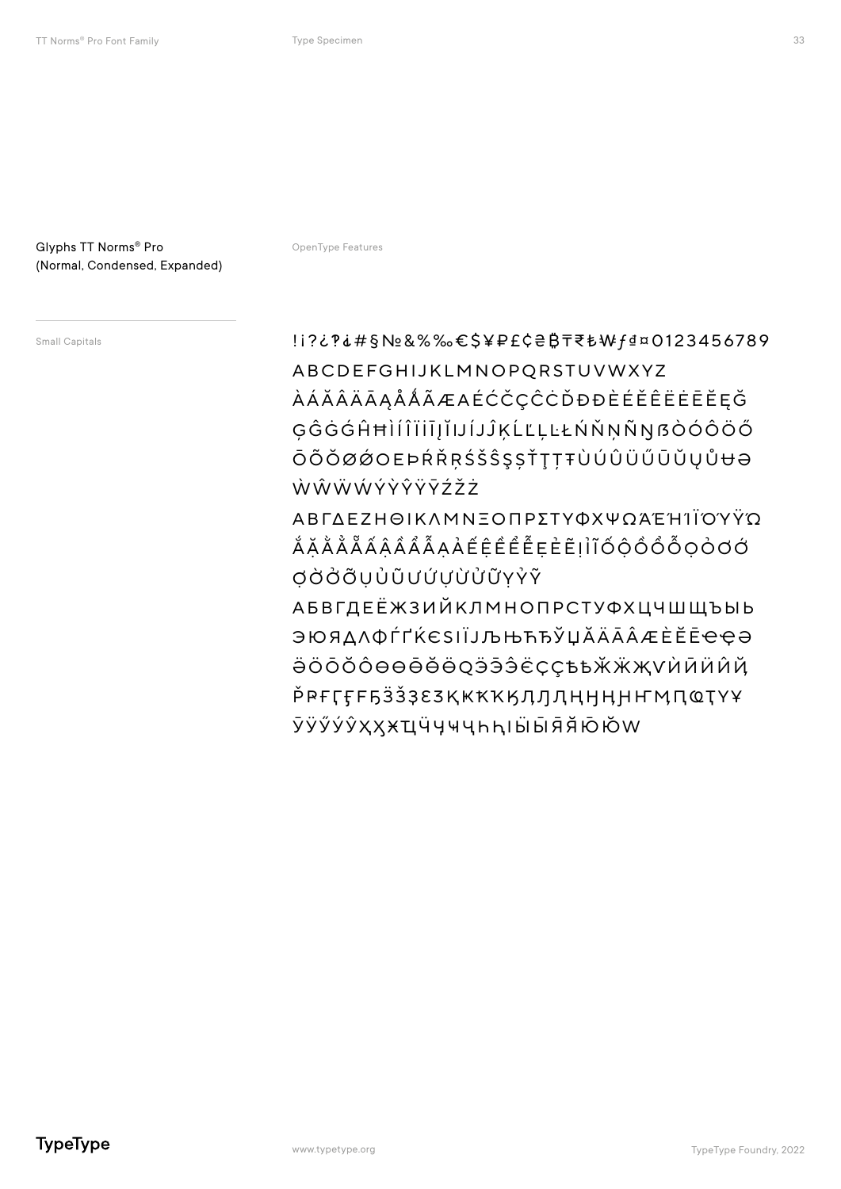Glyphs TT Norms® Pro (Normal, Condensed, Expanded)

OpenType Features

Small Capitals

!¡?¿‽⸘#§№&%‰€$¥₽£¢₴₿₸₹₺₩ƒ₫¤0123456789

ABCDEFGHIJKLMNOPQRSTUVWXYZ

ÀÁĂÂÄĀĄÅǺÃÆAÉĆČÇĈĊĎĐĐÈÉĚÊËĖĒĔĘĞ

ĢĜĠǴĤĦÌÍÎÏİĪĮĬIJÍJĴĶĹĽĻĿŁŃŇŅÑŊßÒÓÔÖŐ

ŌÕŎØǾŒÞŔŘŖŚŠŜŞȘŤŢȚŦÙÚÛÜŰŪŬŲŮɄƏ

ẀŴẄẂÝỲŶŸȲŹŽŻ

ΑΒΓΔΕΖΗΘΙΚΛΜΝΞΟΠΡΣΤΥΦΧΨΩΆΈΉΊΪΌΎΫΏ

ẮẶẰẲẴẤẬẦẨẪẠẢẾỆỀỂỄẸẺẼỊỈĨỐỘỒỔỖỌỎƠỚ

ỢỜỞỠỤỦŨƯỨỰỪỬỮỴỶỸ

АБВГДЕЁЖЗИЙКЛМНОПРСТУФХЦЧШЩЪЫЬ

ЭЮЯДЛФЃҐЌЄЅІЇЈЉЊЋЂЎЏӐӒĀÂÆÈĔĒЄҾЄ̧Ә

ӚÖŌŎÔѲѲ̄ѲѲ̆ӪQӞЗ̄ЗЄ̈ҪÇѢЬӁӜҖѴЍӢӤЍЙ

ҎҒҒҒҒҔӞЗ̌ҘƐЗҚҠҞҜКДЛДҢҤҢҢӇМПԚҬҮҰ

ӮӰӲÝŶҲҲӾЦ̈ЧҶЧЧҺҺӀӸЫЯ̄ЯЮ̄ЮW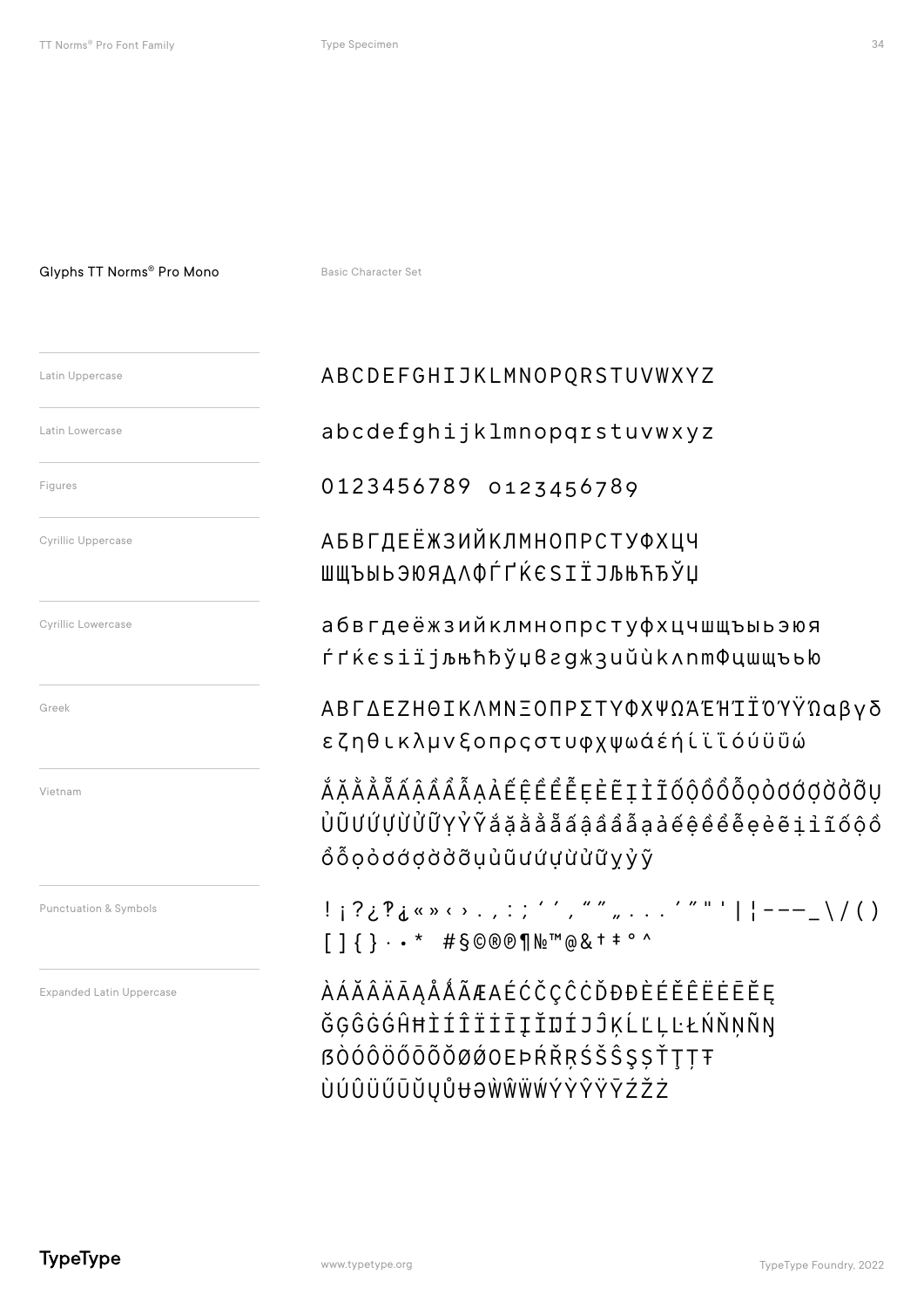## Glyphs TT Norms® Pro Mono

Basic Character Set

| | |
|---|---|
| Latin Uppercase | ABCDEFGHIJKLMNOPQRSTUVWXYZ |
| Latin Lowercase | abcdefghijklmnopqrstuvwxyz |
| Figures | 0123456789 0123456789 |
| Cyrillic Uppercase | АБВГДЕЁЖЗИЙКЛМНОПРСТУФХЦЧ ШЩЪЫЬЭЮЯДЛФЃҐЌЄЅІЇЈЉЊЋЂЎЏ |
| Cyrillic Lowercase | абвгдеёжзийклмнопрстуфхцчшщъыьэюя ѓґќєѕіїјљњћђўџвгджзийклмнфцшщъью |
| Greek | ΑΒΓΔΕΖΗΘΙΚΛΜΝΞΟΠΡΣΤΥΦΧΨΩΆΈΉΊΪΌΎΫΏαβγδ εζηθικλμνξοπρςστυφχψωάέήίϊΐόύϋΰώ |
| Vietnam | ẮẶẰẲẴẤẬẦẨẪẠẢẾỆỀỂỄẸẺẼỊỈĨỐỘỒỔỖỌỎỚỢỜỞỠỤ ỦŨƯỨỰỪỬỮỴỶỸắặằẳẵấậầẩẫạảếệềểễẹẻẽịỉĩốộồ ổỗọỏớợờởỡụủũưứựừửữỵỷỹ |
| Punctuation & Symbols | ! ¡ ? ¿ ‽ ⸘ « » ‹ › . , : ; ‘ ’ , “ ” „ . . . ′ ″ " ' \| ¦ - – — _ \ / ( ) [ ] { } · • * # § © ® ℗ ¶ № ™ @ & † ‡ ° ^ |
| Expanded Latin Uppercase | ÀÁĂÂÄĀĄÅǺÃÆAÉĆČÇĈĊĎĐÐÈÉĚÊËĖĒĔĘ ĞĢĜĠǴĤĦÌÍÎÏİĪĮĬĲÍJĴĶĹĽĻĿŁŃŇŅÑŊ ßÒÓÔÖŐŌÕŎØǾOEÞŔŘŖŚŠŜŞȘŤŢȚŦ ÙÚÛÜŰŪŬŲŮɄƏẀŴẄẂÝỲŶŸȲŹŽŻ |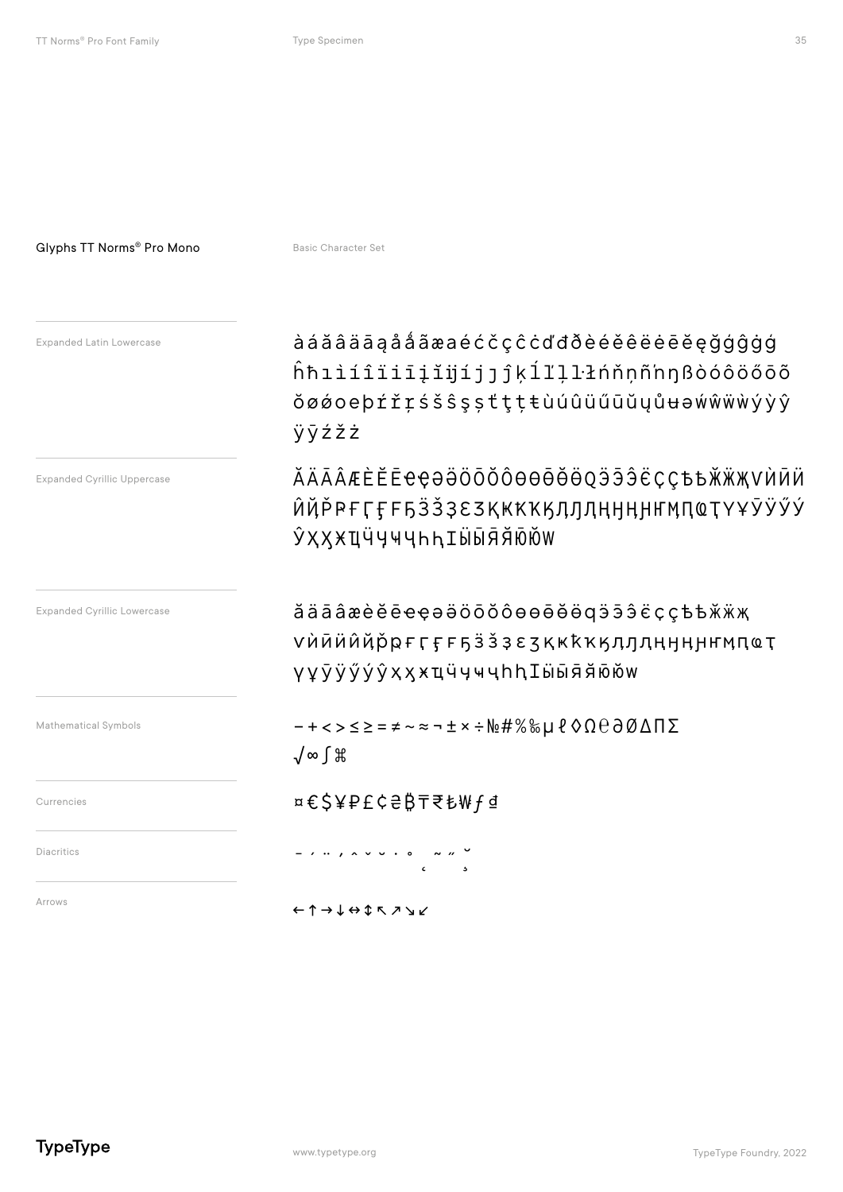## Glyphs TT Norms® Pro Mono

Basic Character Set

Expanded Latin Lowercase

àáăâäāąåǻãæaéćčçĉċďđðèéěêëėēĕęğǵĝġģ
ĥħıìíîïiīįĭĳíjȷĵķĺľļŀłńňņñŉŋßòóôöőōõ
ŏøǿoeþŕřŗśšŝşșťţțŧùúûüűūŭųůʉəẃŵẅẁýỳŷ
ÿȳźžż

Expanded Cyrillic Uppercase

ӐӒĀÂӔÈĔĒЄҾӘӚÖŌŎÔӨӪŎӪQЭ̄Э̂ЁÇҪѢѢӜӜҖVЍӢӤ
ЍЙҎҎҒӺҒӺҔӞӞӠƐƷҚҜҞҠӅԮҢԨҢӇӉҤӍЛԤҬҮҰӮӰӲÝ
ŶҲӼӾЦӴҶӋҸҺԦӀӸӸЯ̄ЯЮ̄ЮW

Expanded Cyrillic Lowercase

ӑӓāâӕèĕēєҿәӛöōŏôөӫŏӫqэ̄э̂ёçҫѣѣӝӝҗ
vѝӣӥѝйҏҏғӻғӻҕӟӟӡεӡқҝҟҡӆԯңԩңӈӊҥӎлԥҭ
үұӯӱӳýŷҳӽӿцӵҷӌҹһԧӀӹы̄я̄яю̄юw

Mathematical Symbols

−+<>≤≥=≠~≈¬±×÷№#%‰µℓ◊Ω℮∂∅∆∏∑
√∞∫⌘

Currencies

¤€$¥₽£¢₴₿₸₹₺₩ƒ₫

Diacritics

¯ ´ ¨ ˏ ˆ ˇ ˘ ˙ ˚ ˛ ˜ ˝ ˘̆

Arrows

←↑→↓↔↕↖↗↘↙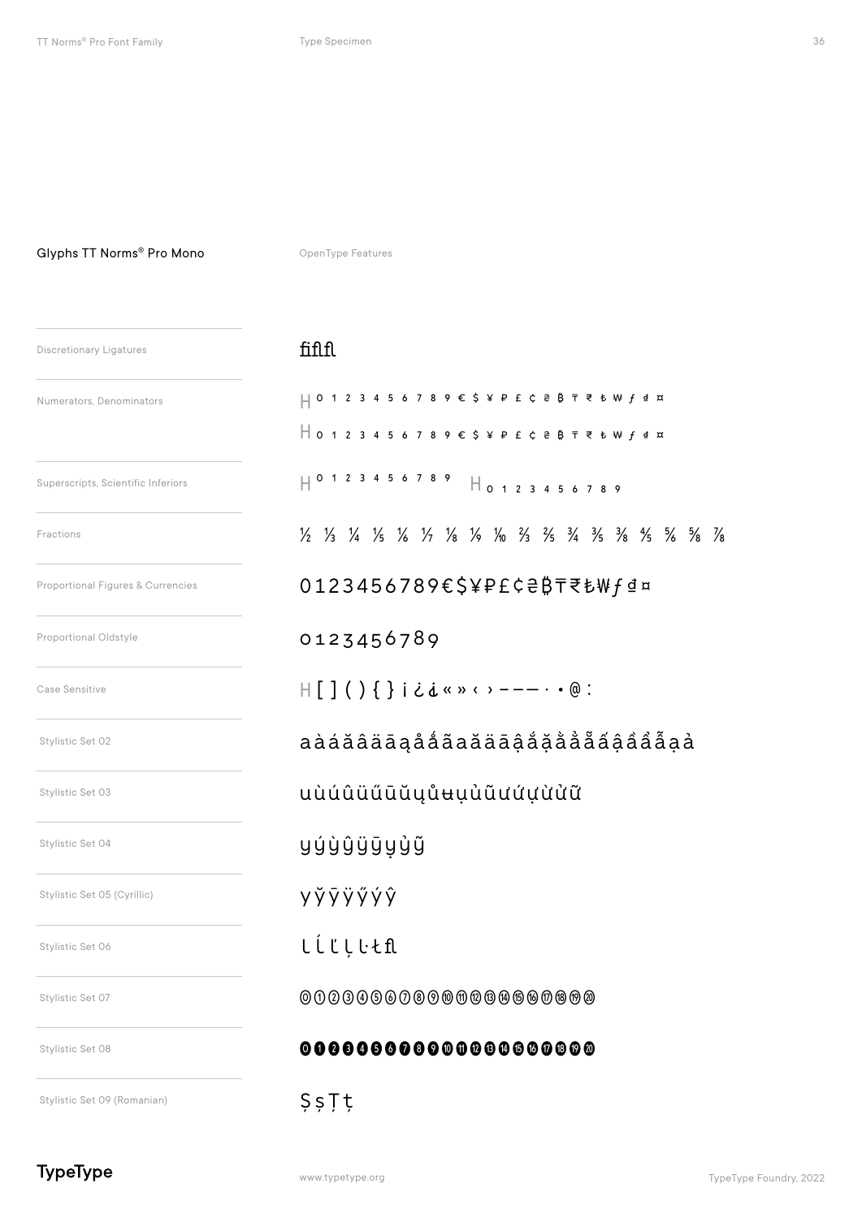## Glyphs TT Norms® Pro Mono

OpenType Features

| | |
|---|---|
| Discretionary Ligatures | fifl fl |
| Numerators, Denominators | H 0 1 2 3 4 5 6 7 8 9 € $ ¥ ₽ £ ₵ ₴ ₿ ₸ ₹ ₺ ₩ ƒ ₫ ¤ |
| | H 0 1 2 3 4 5 6 7 8 9 € $ ¥ ₽ £ ₵ ₴ ₿ ₸ ₹ ₺ ₩ ƒ ₫ ¤ |
| Superscripts, Scientific Inferiors | H 0 1 2 3 4 5 6 7 8 9   H 0 1 2 3 4 5 6 7 8 9 |
| Fractions | ½ ⅓ ¼ ⅕ ⅙ ⅐ ⅛ ⅑ ⅒ ⅔ ⅖ ¾ ⅗ ⅜ ⅘ ⅚ ⅝ ⅞ |
| Proportional Figures & Currencies | 0123456789€$¥₽£₵₴₿₸₹₺₩ƒ₫¤ |
| Proportional Oldstyle | 0123456789 |
| Case Sensitive | H [ ] ( ) { } ¡ ¿ ⸘ « » ‹ › - – — · • @ : |
| Stylistic Set 02 | aàáăâäāąåǻãaăäāậắặằẳẵấậầẩẫạả |
| Stylistic Set 03 | uùúûüűūŭųůʉụủũưứựừửữ |
| Stylistic Set 04 | yýỳŷÿȳỵỷỹ |
| Stylistic Set 05 (Cyrillic) | уўӯӱӳýŷ |
| Stylistic Set 06 | lĺľļŀłﬂ |
| Stylistic Set 07 | ⓪①②③④⑤⑥⑦⑧⑨⑩⑪⑫⑬⑭⑮⑯⑰⑱⑲⑳ |
| Stylistic Set 08 | ⓿❶❷❸❹❺❻❼❽❾❿⓫⓬⓭⓮⓯⓰⓱⓲⓳⓴ |
| Stylistic Set 09 (Romanian) | ȘșȚț |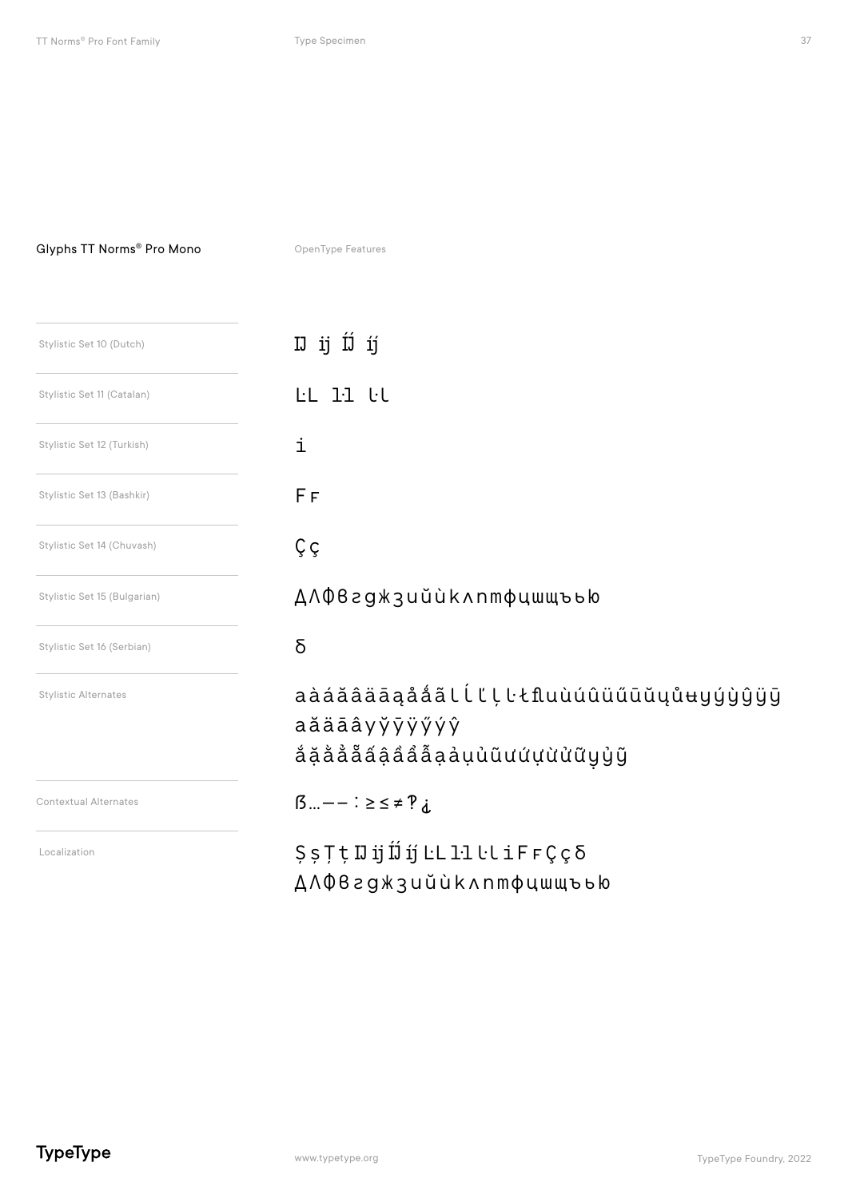## Glyphs TT Norms® Pro Mono

OpenType Features

| | |
|---|---|
| Stylistic Set 10 (Dutch) | Ĳ ĳ Ĳ́ ĳ́ |
| Stylistic Set 11 (Catalan) | L·L l·l ŀl |
| Stylistic Set 12 (Turkish) | i |
| Stylistic Set 13 (Bashkir) | Ғ ғ |
| Stylistic Set 14 (Chuvash) | Ç ç |
| Stylistic Set 15 (Bulgarian) | ДЛФвгджзийѝклнтфцшщъью |
| Stylistic Set 16 (Serbian) | б |
| Stylistic Alternates | aàáăâäāąåǻãlĺľļŀłﬂuùúûüűūŭųůʉyýỳŷÿȳ aăäāâyỹȳÿÿýŷ ắặằẳẵấậầẩẫạảụủũưứựừửữỵỷỹ |
| Contextual Alternates | ẞ…—–:≥≤≠?¿ |
| Localization | ȘșȚțĲĳĲ́ĳ́L·Ll·lŀliҒғÇçб ДЛФвгджзийѝклнтфцшщъью |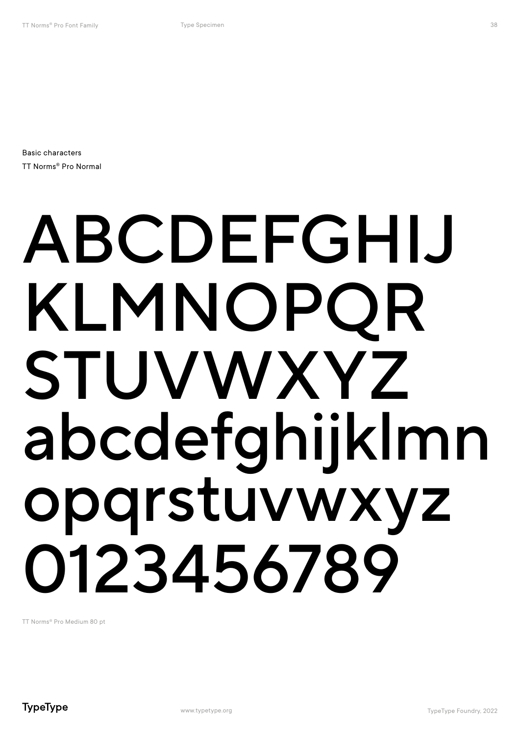Basic characters
TT Norms® Pro Normal

# ABCDEFGHIJ
# KLMNOPQR
# STUVWXYZ
# abcdefghijklmn
# opqrstuvwxyz
# 0123456789

TT Norms® Pro Medium 80 pt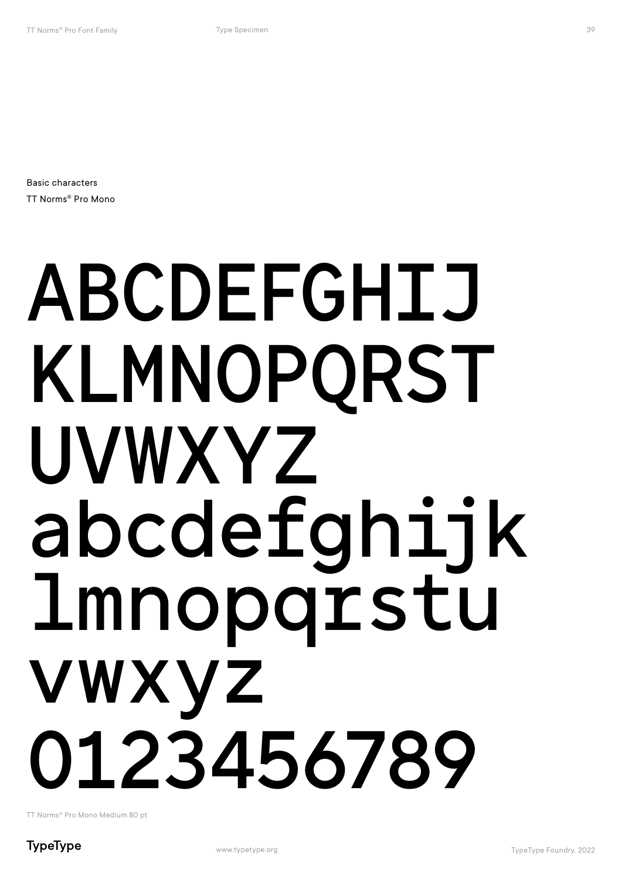Basic characters
TT Norms® Pro Mono

# ABCDEFGHIJ
# KLMNOPQRST
# UVWXYZ
# abcdefghijk
# lmnopqrstu
# vwxyz
# 0123456789

TT Norms® Pro Mono Medium 80 pt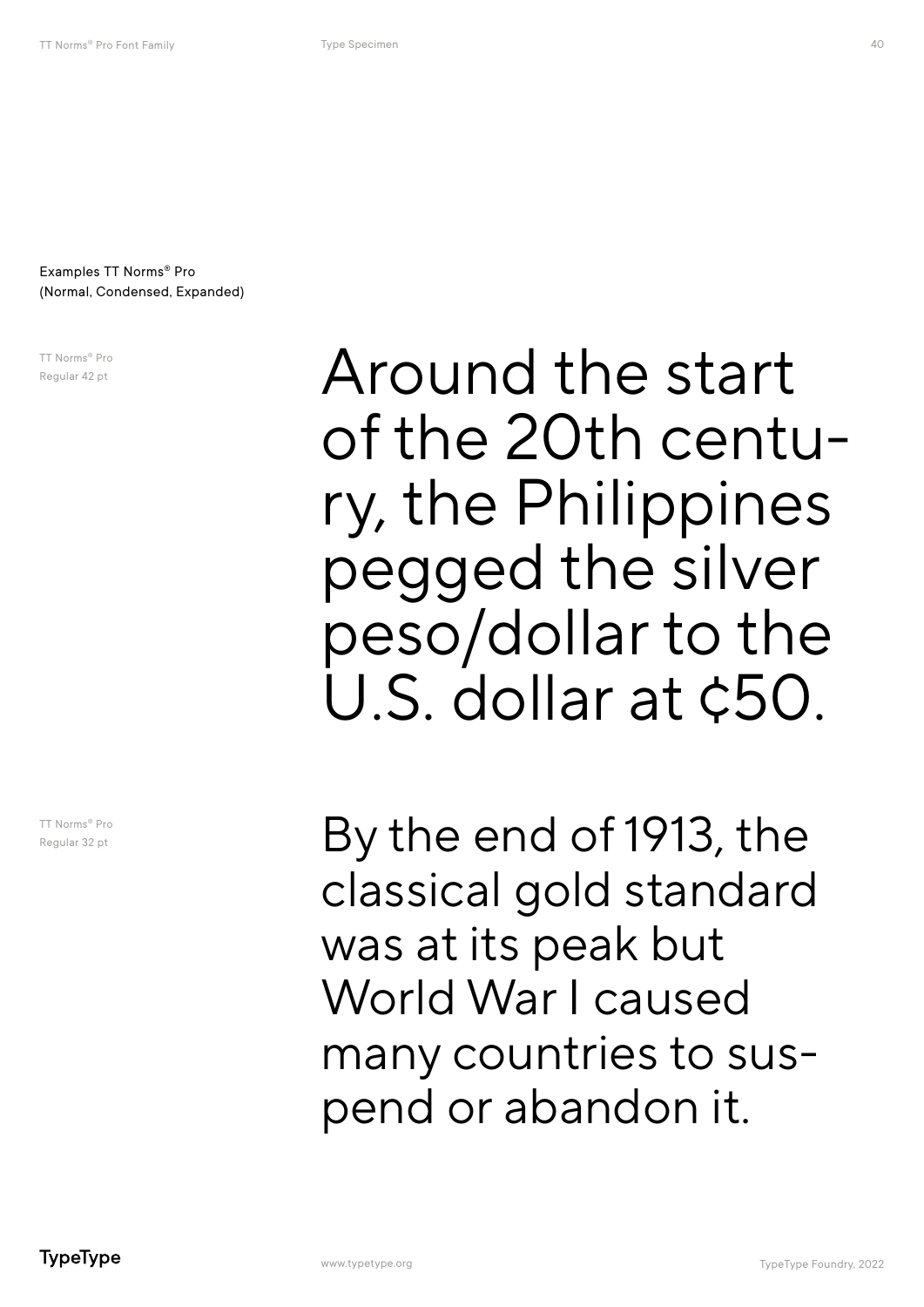Examples TT Norms® Pro
(Normal, Condensed, Expanded)

TT Norms® Pro
Regular 42 pt

Around the start of the 20th centu-ry, the Philippines pegged the silver peso/dollar to the U.S. dollar at ¢50.

TT Norms® Pro
Regular 32 pt

By the end of 1913, the classical gold standard was at its peak but World War I caused many countries to sus-pend or abandon it.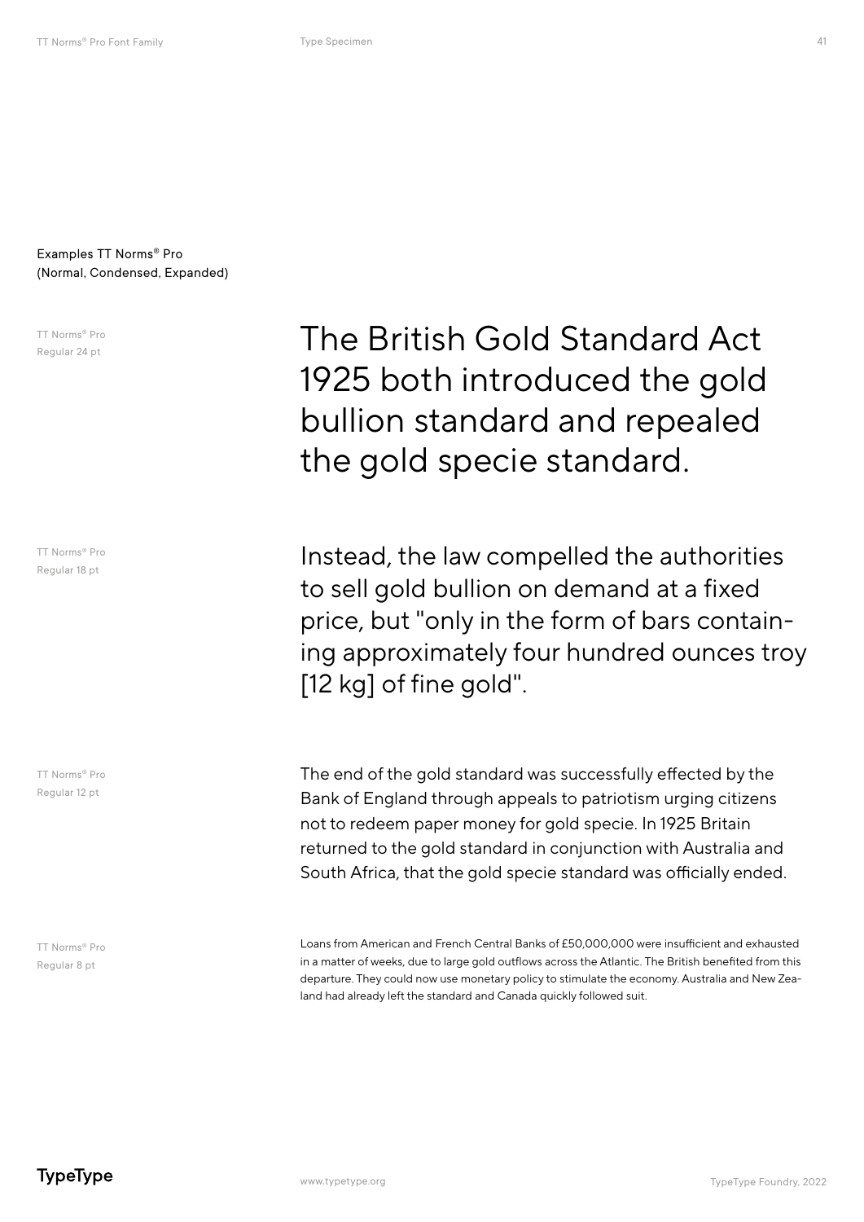Examples TT Norms® Pro
(Normal, Condensed, Expanded)

TT Norms® Pro
Regular 24 pt

The British Gold Standard Act 1925 both introduced the gold bullion standard and repealed the gold specie standard.

TT Norms® Pro
Regular 18 pt

Instead, the law compelled the authorities to sell gold bullion on demand at a fixed price, but "only in the form of bars containing approximately four hundred ounces troy [12 kg] of fine gold".

TT Norms® Pro
Regular 12 pt

The end of the gold standard was successfully effected by the Bank of England through appeals to patriotism urging citizens not to redeem paper money for gold specie. In 1925 Britain returned to the gold standard in conjunction with Australia and South Africa, that the gold specie standard was officially ended.

TT Norms® Pro
Regular 8 pt

Loans from American and French Central Banks of £50,000,000 were insufficient and exhausted in a matter of weeks, due to large gold outflows across the Atlantic. The British benefited from this departure. They could now use monetary policy to stimulate the economy. Australia and New Zealand had already left the standard and Canada quickly followed suit.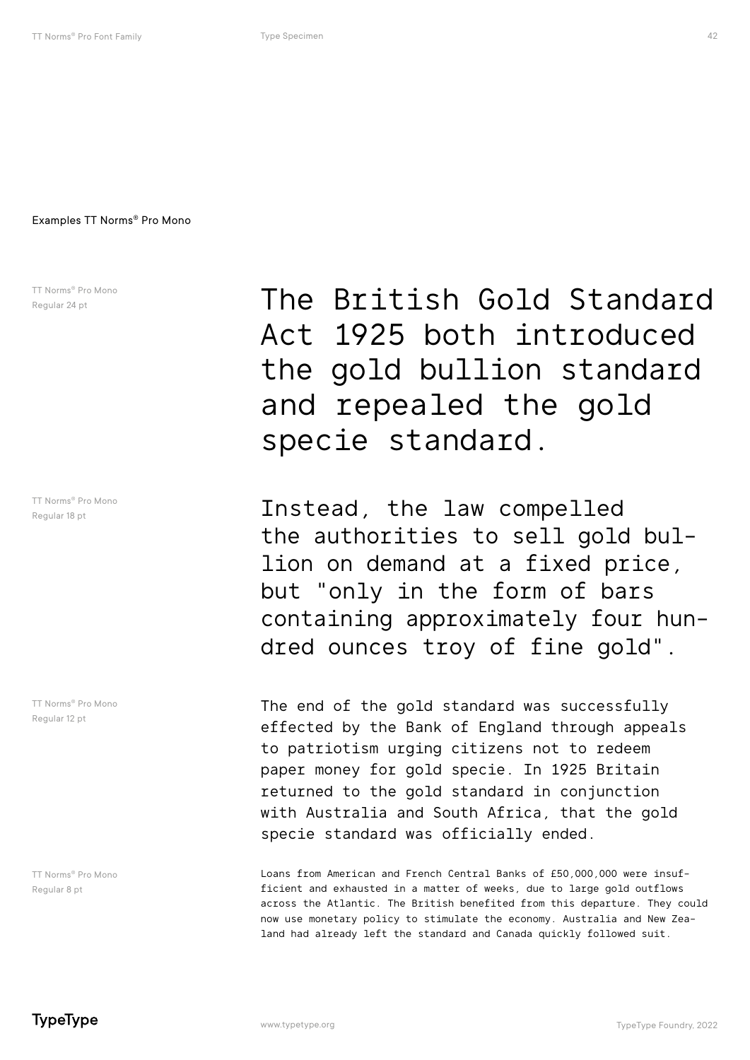Examples TT Norms® Pro Mono

TT Norms® Pro Mono
Regular 24 pt

The British Gold Standard Act 1925 both introduced the gold bullion standard and repealed the gold specie standard.

TT Norms® Pro Mono
Regular 18 pt

Instead, the law compelled the authorities to sell gold bullion on demand at a fixed price, but "only in the form of bars containing approximately four hundred ounces troy of fine gold".

TT Norms® Pro Mono
Regular 12 pt

The end of the gold standard was successfully effected by the Bank of England through appeals to patriotism urging citizens not to redeem paper money for gold specie. In 1925 Britain returned to the gold standard in conjunction with Australia and South Africa, that the gold specie standard was officially ended.

TT Norms® Pro Mono
Regular 8 pt

Loans from American and French Central Banks of £50,000,000 were insufficient and exhausted in a matter of weeks, due to large gold outflows across the Atlantic. The British benefited from this departure. They could now use monetary policy to stimulate the economy. Australia and New Zealand had already left the standard and Canada quickly followed suit.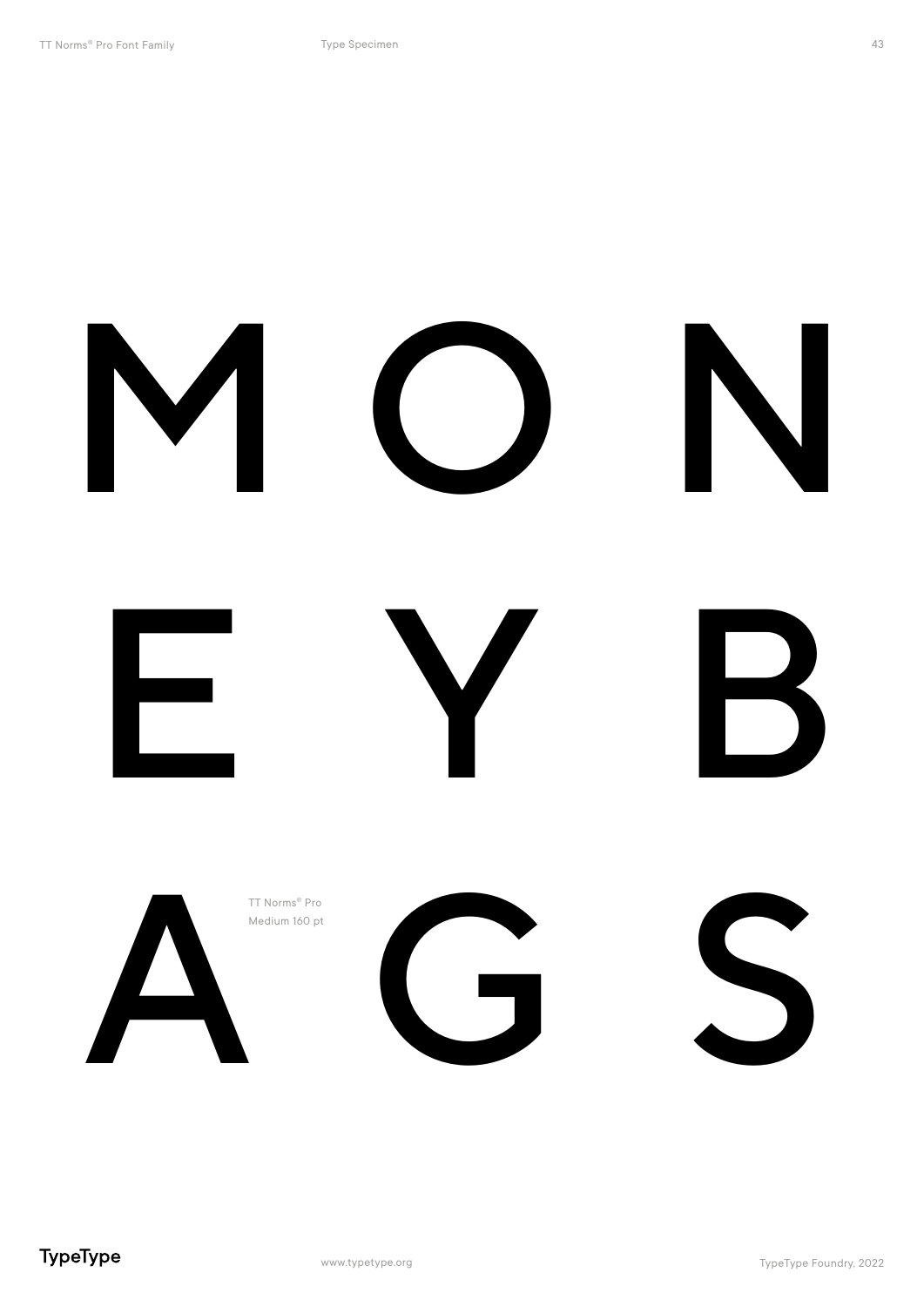M O N

E Y B

A G S

TT Norms® Pro
Medium 160 pt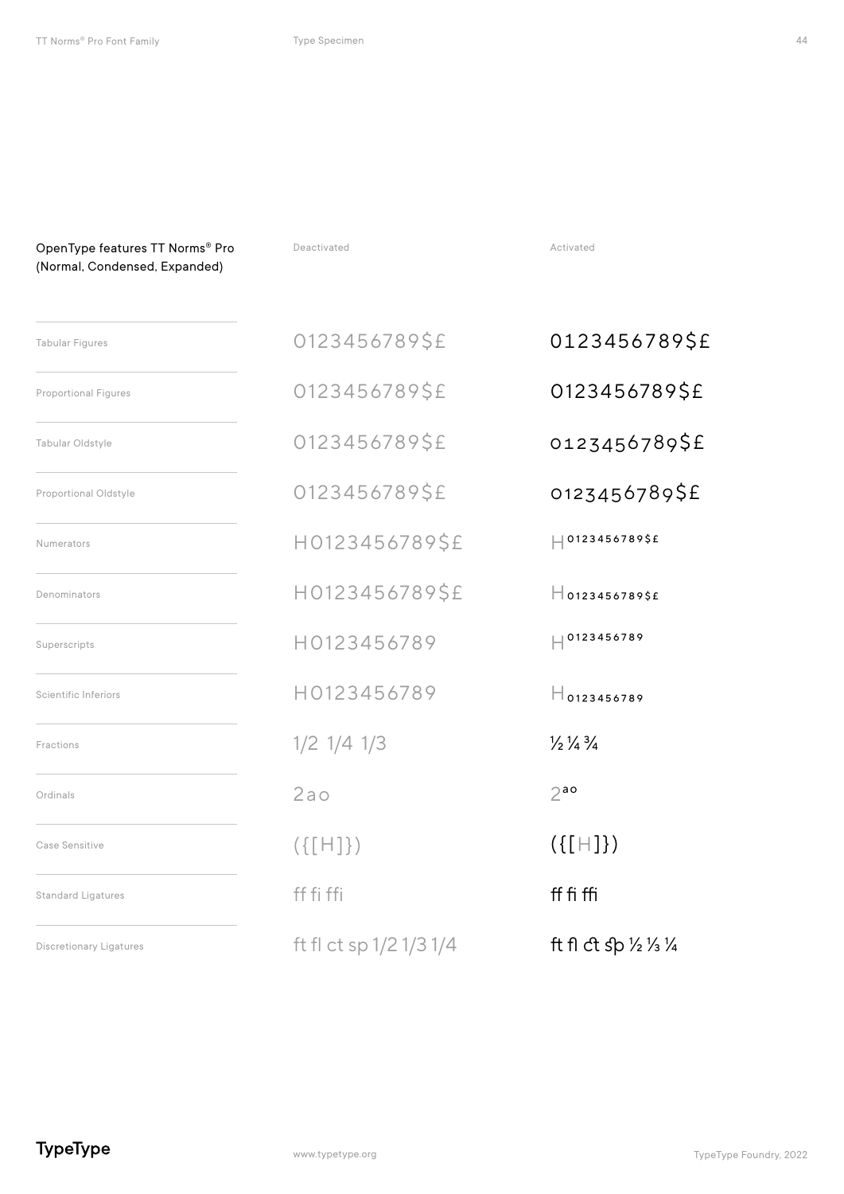OpenType features TT Norms® Pro
(Normal, Condensed, Expanded)

| Feature | Deactivated | Activated |
| --- | --- | --- |
| Tabular Figures | 0123456789$£ | 0123456789$£ |
| Proportional Figures | 0123456789$£ | 0123456789$£ |
| Tabular Oldstyle | 0123456789$£ | 0123456789$£ |
| Proportional Oldstyle | 0123456789$£ | 0123456789$£ |
| Numerators | H0123456789$£ | H0123456789$£ |
| Denominators | H0123456789$£ | H0123456789$£ |
| Superscripts | H0123456789 | H0123456789 |
| Scientific Inferiors | H0123456789 | H0123456789 |
| Fractions | 1/2 1/4 1/3 | ½ ¼ ¾ |
| Ordinals | 2ao | 2ao |
| Case Sensitive | ({[H]}) | ({[H]}) |
| Standard Ligatures | ff fi ffi | ff fi ffi |
| Discretionary Ligatures | ft fl ct sp 1/2 1/3 1/4 | ft fl ct sp ½ ⅓ ¼ |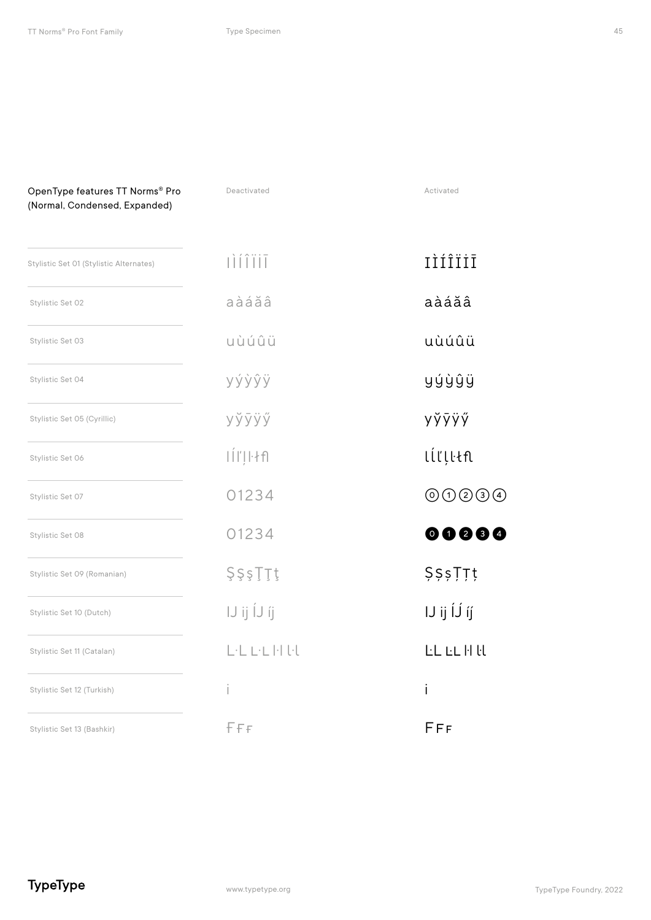| OpenType features TT Norms® Pro (Normal, Condensed, Expanded) | Deactivated | Activated |
|---|---|---|
| Stylistic Set 01 (Stylistic Alternates) | I Ì Í Î Ï İ Ī | I Ì Í Î Ï İ Ī |
| Stylistic Set 02 | a à á ă â | a à á ă â |
| Stylistic Set 03 | u ù ú û ü | u ù ú û ü |
| Stylistic Set 04 | y ý ỳ ŷ ÿ | y ý ỳ ŷ ÿ |
| Stylistic Set 05 (Cyrillic) | у ў ӯ ӱ ӳ | у ў ӯ ӱ ӳ |
| Stylistic Set 06 | l ĺ ľ ļ ŀ ł ﬂ | l ĺ ľ ļ ŀ ł ﬂ |
| Stylistic Set 07 | 0 1 2 3 4 | ⓪ ① ② ③ ④ |
| Stylistic Set 08 | 0 1 2 3 4 | ⓿ ❶ ❷ ❸ ❹ |
| Stylistic Set 09 (Romanian) | Ş ş ş Ţ Ţ ţ | Ș ș ș Ț Ț ț |
| Stylistic Set 10 (Dutch) | IJ ij ÍJ íj | IJ ij ÍJ́ íj́ |
| Stylistic Set 11 (Catalan) | L·L L·L l·l l·l | L·L L·L l·l l·l |
| Stylistic Set 12 (Turkish) | i | i |
| Stylistic Set 13 (Bashkir) | Ғ ғ ғ | Ғ ғ ғ |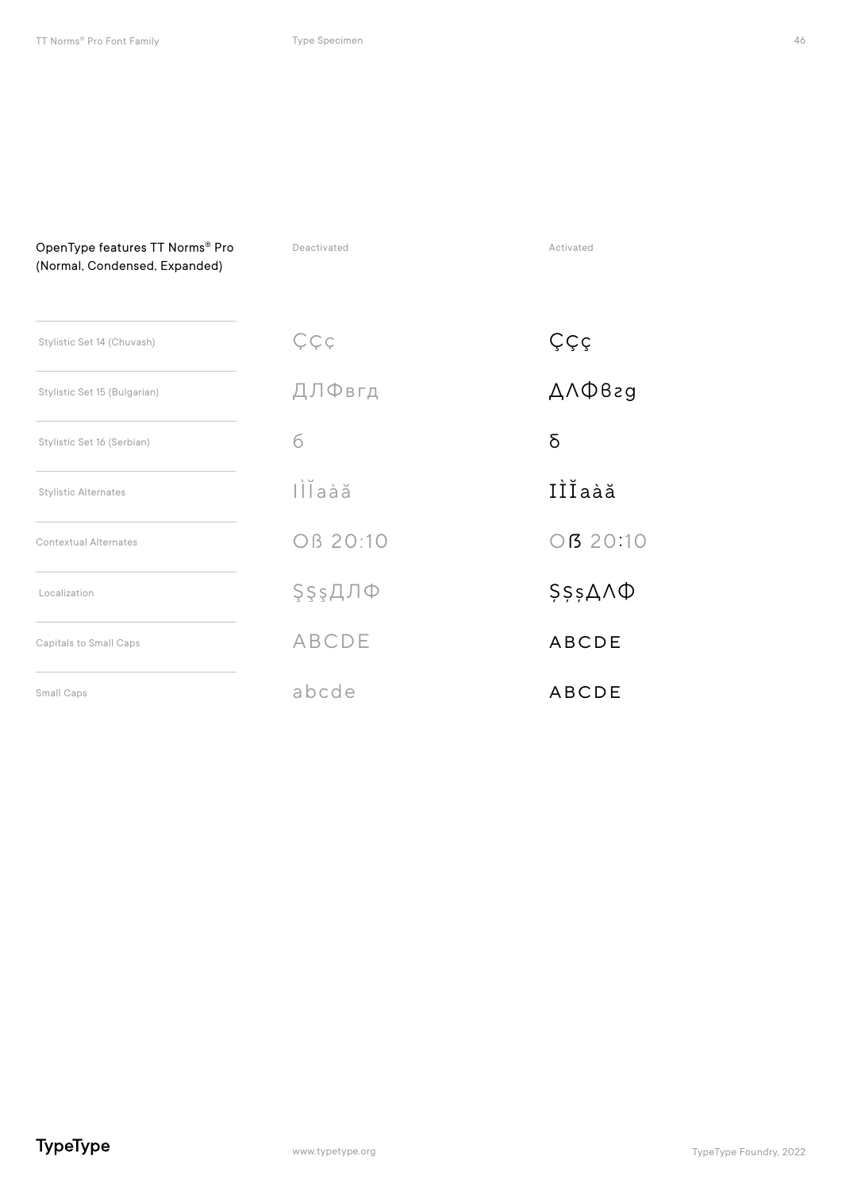| OpenType features TT Norms® Pro (Normal, Condensed, Expanded) | Deactivated | Activated |
|---|---|---|
| Stylistic Set 14 (Chuvash) | Ҫҫç | Ҫҫç |
| Stylistic Set 15 (Bulgarian) | ДЛФвгд | ДЛФвгд |
| Stylistic Set 16 (Serbian) | б | б |
| Stylistic Alternates | IÌĬaàă | IÌĬaàă |
| Contextual Alternates | Oß 20:10 | Oẞ 20:10 |
| Localization | ŞşşДЛФ | ȘșșДЛФ |
| Capitals to Small Caps | ABCDE | ABCDE |
| Small Caps | abcde | ABCDE |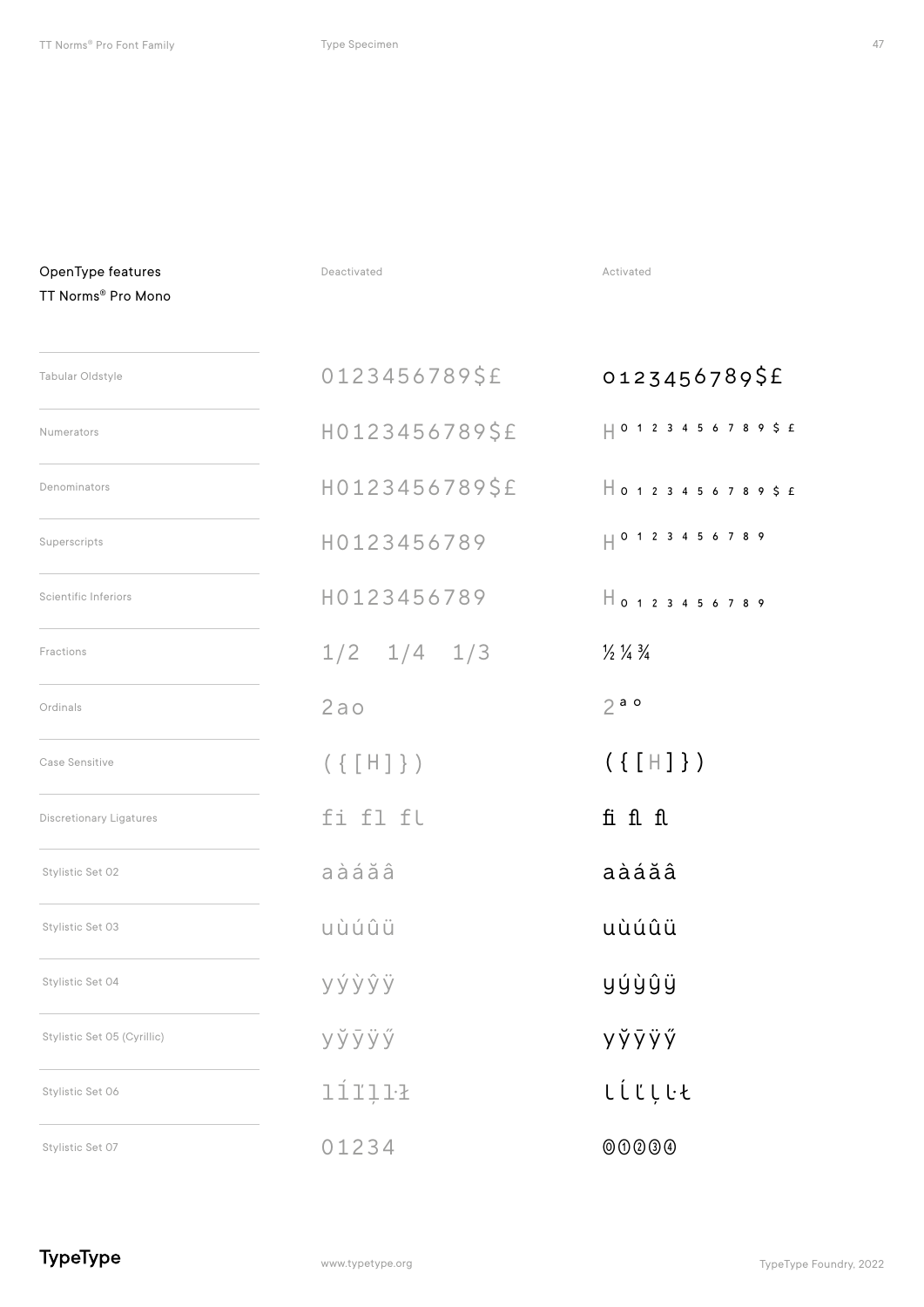OpenType features
TT Norms® Pro Mono

| | Deactivated | Activated |
|---|---|---|
| Tabular Oldstyle | 0123456789$£ | 0123456789$£ |
| Numerators | H0123456789$£ | H 0 1 2 3 4 5 6 7 8 9 $ £ |
| Denominators | H0123456789$£ | H 0 1 2 3 4 5 6 7 8 9 $ £ |
| Superscripts | H0123456789 | H 0 1 2 3 4 5 6 7 8 9 |
| Scientific Inferiors | H0123456789 | H 0 1 2 3 4 5 6 7 8 9 |
| Fractions | 1/2 1/4 1/3 | ½ ¼ ¾ |
| Ordinals | 2ao | 2 a o |
| Case Sensitive | ({[H]}) | ({[H]}) |
| Discretionary Ligatures | fi fl fl | ﬁ ﬂ ﬂ |
| Stylistic Set 02 | aàáăâ | aàáăâ |
| Stylistic Set 03 | uùúûü | uùúûü |
| Stylistic Set 04 | yýỳŷÿ | yýỳŷÿ |
| Stylistic Set 05 (Cyrillic) | уўӯӱӳ | уўӯӱӳ |
| Stylistic Set 06 | lĺľļŀł | lĺľļŀł |
| Stylistic Set 07 | 01234 | ⓪①②③④ |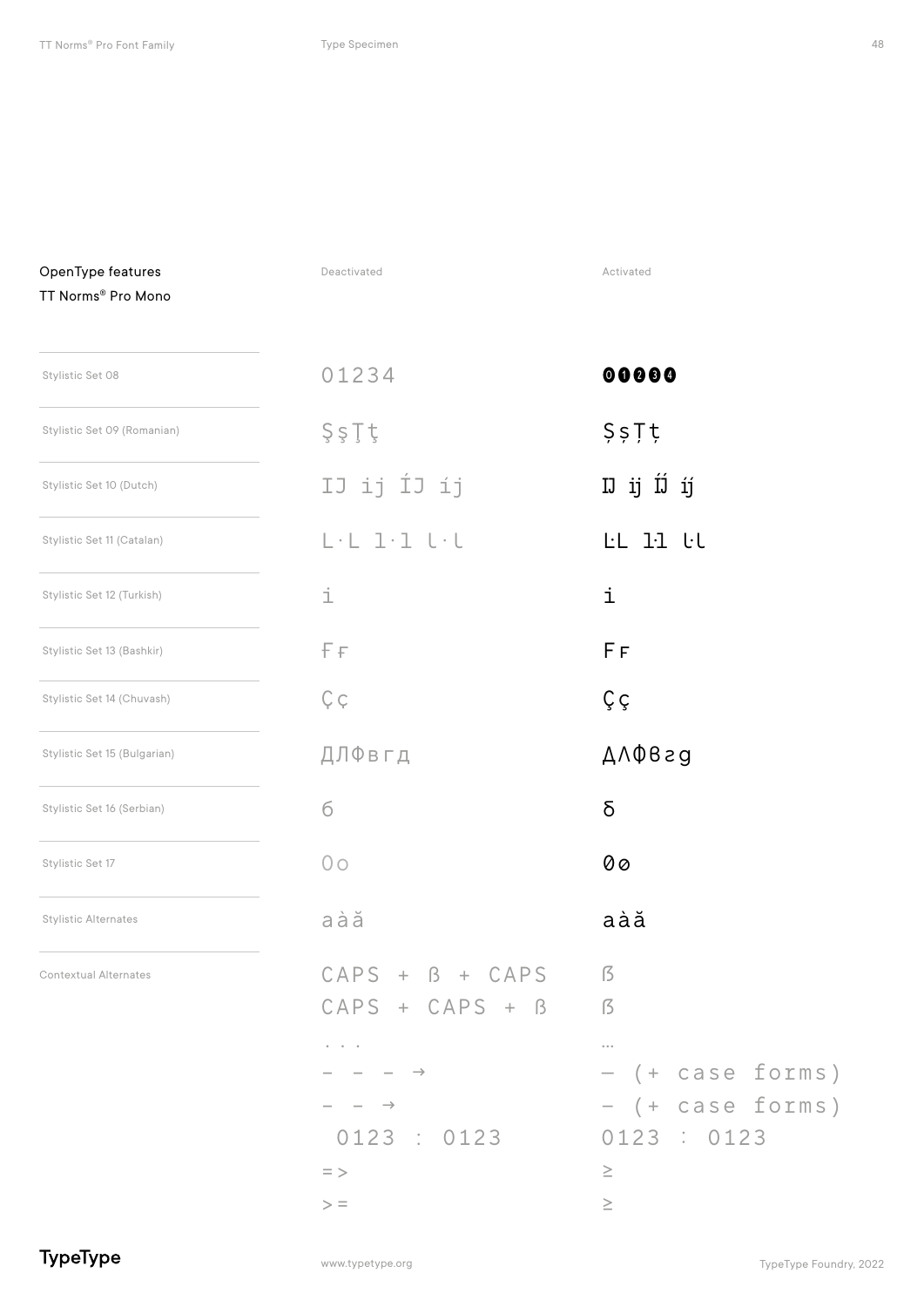## OpenType features
TT Norms® Pro Mono

| | Deactivated | Activated |
|---|---|---|
| Stylistic Set 08 | 01234 | ➓➊➋➌➍ |
| Stylistic Set 09 (Romanian) | ŞşŢţ | ȘșȚț |
| Stylistic Set 10 (Dutch) | IJ ij ÍJ íj | Ĳ ĳ Ĳ́ ĳ́ |
| Stylistic Set 11 (Catalan) | L·L l·l ŀ·ŀ | Ŀ·L ŀ·l ŀ·ŀ |
| Stylistic Set 12 (Turkish) | i | i |
| Stylistic Set 13 (Bashkir) | Ғғ | Ғғ |
| Stylistic Set 14 (Chuvash) | Çç | Çç |
| Stylistic Set 15 (Bulgarian) | ДЛФвгд | ДЛФвгд |
| Stylistic Set 16 (Serbian) | б | б |
| Stylistic Set 17 | 0o | 0o |
| Stylistic Alternates | aàă | aàă |
| Contextual Alternates | CAPS + ß + CAPS | ẞ |
| | CAPS + CAPS + ß | ẞ |
| | . . . | … |
| | - - - → | — (+ case forms) |
| | - - → | – (+ case forms) |
| | 0123 : 0123 | 0123 : 0123 |
| | = > | ≥ |
| | > = | ≥ |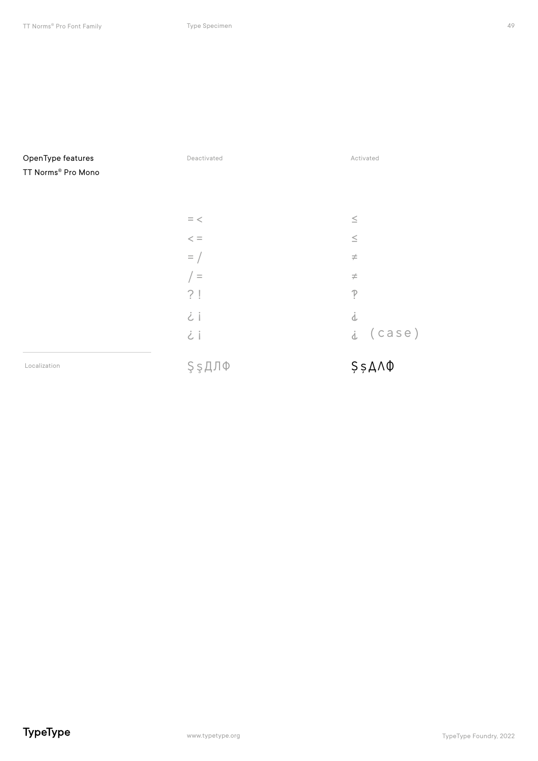OpenType features
TT Norms® Pro Mono

| | Deactivated | Activated |
|---|---|---|
| | = < | ≤ |
| | < = | ≤ |
| | = / | ≠ |
| | / = | ≠ |
| | ? ! | ‽ |
| | ¿ ¡ | ⸘ |
| | ¿ ¡ | ⸘ (case) |
| Localization | Ş ş Д Л Ф | Ș ș Д Λ Ф |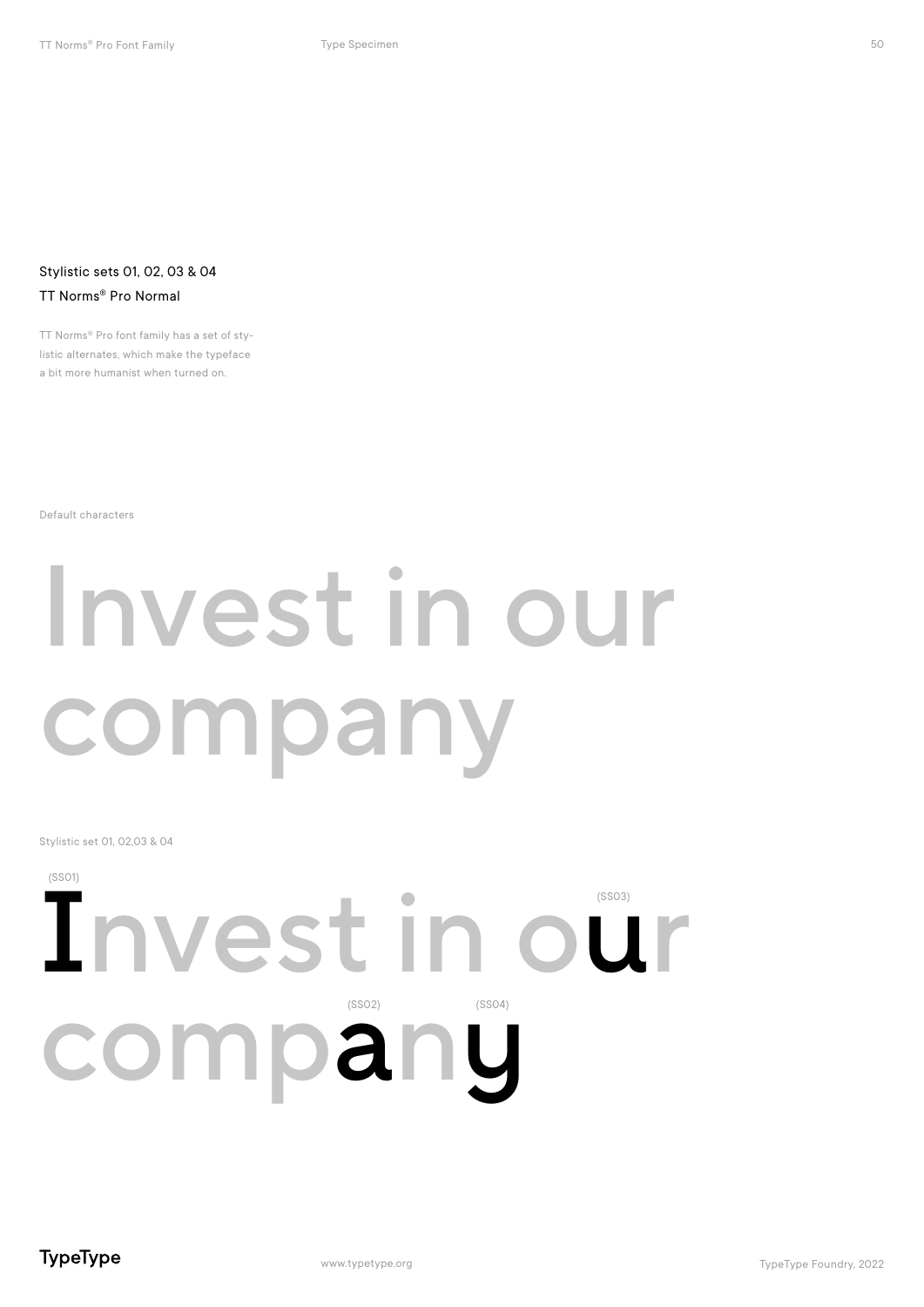## Stylistic sets 01, 02, 03 & 04

TT Norms® Pro Normal

TT Norms® Pro font family has a set of stylistic alternates, which make the typeface a bit more humanist when turned on.

Default characters

# Invest in our company

Stylistic set 01, 02,03 & 04

(SS01) (SS03)

# Invest in our

(SS02) (SS04)

# company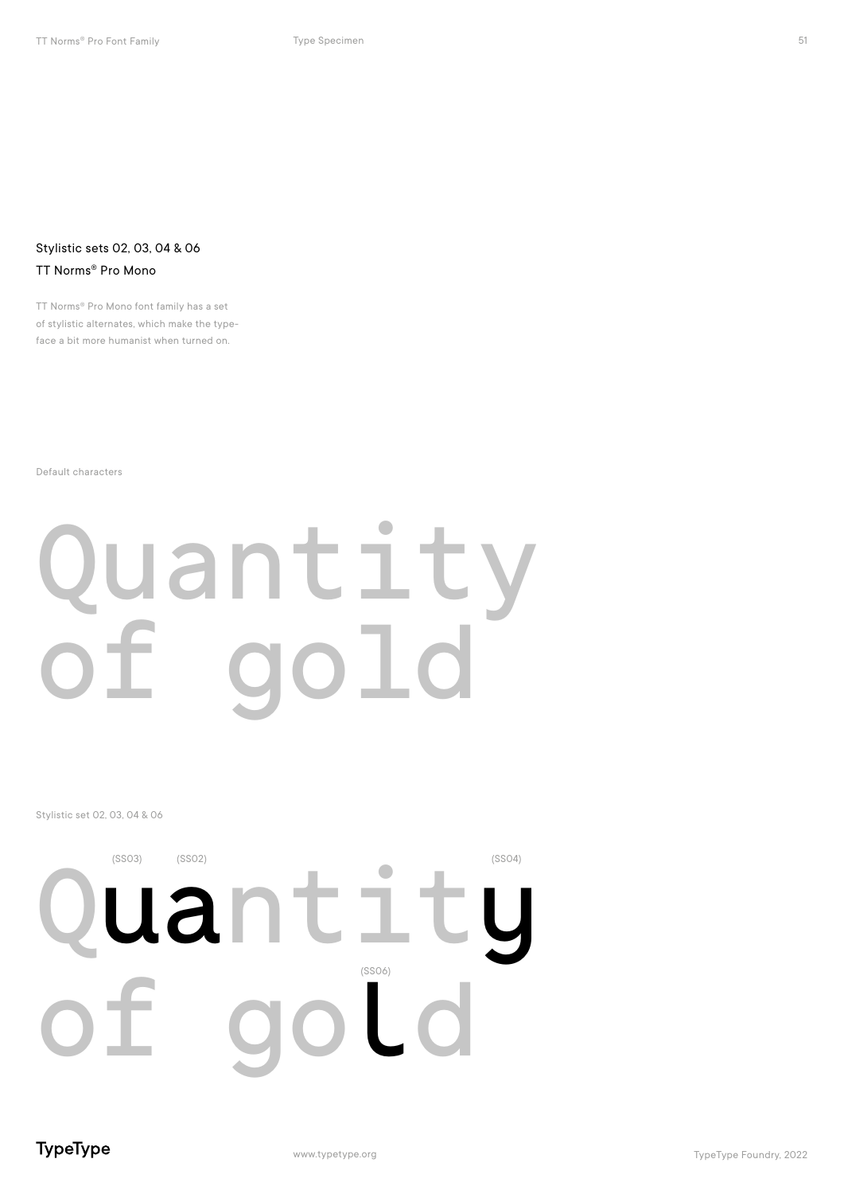## Stylistic sets 02, 03, 04 & 06

## TT Norms® Pro Mono

TT Norms® Pro Mono font family has a set of stylistic alternates, which make the typeface a bit more humanist when turned on.

Default characters

Quantity
of gold

Stylistic set 02, 03, 04 & 06

(SS03) (SS02) (SS04)

Quantity

(SS06)

of gold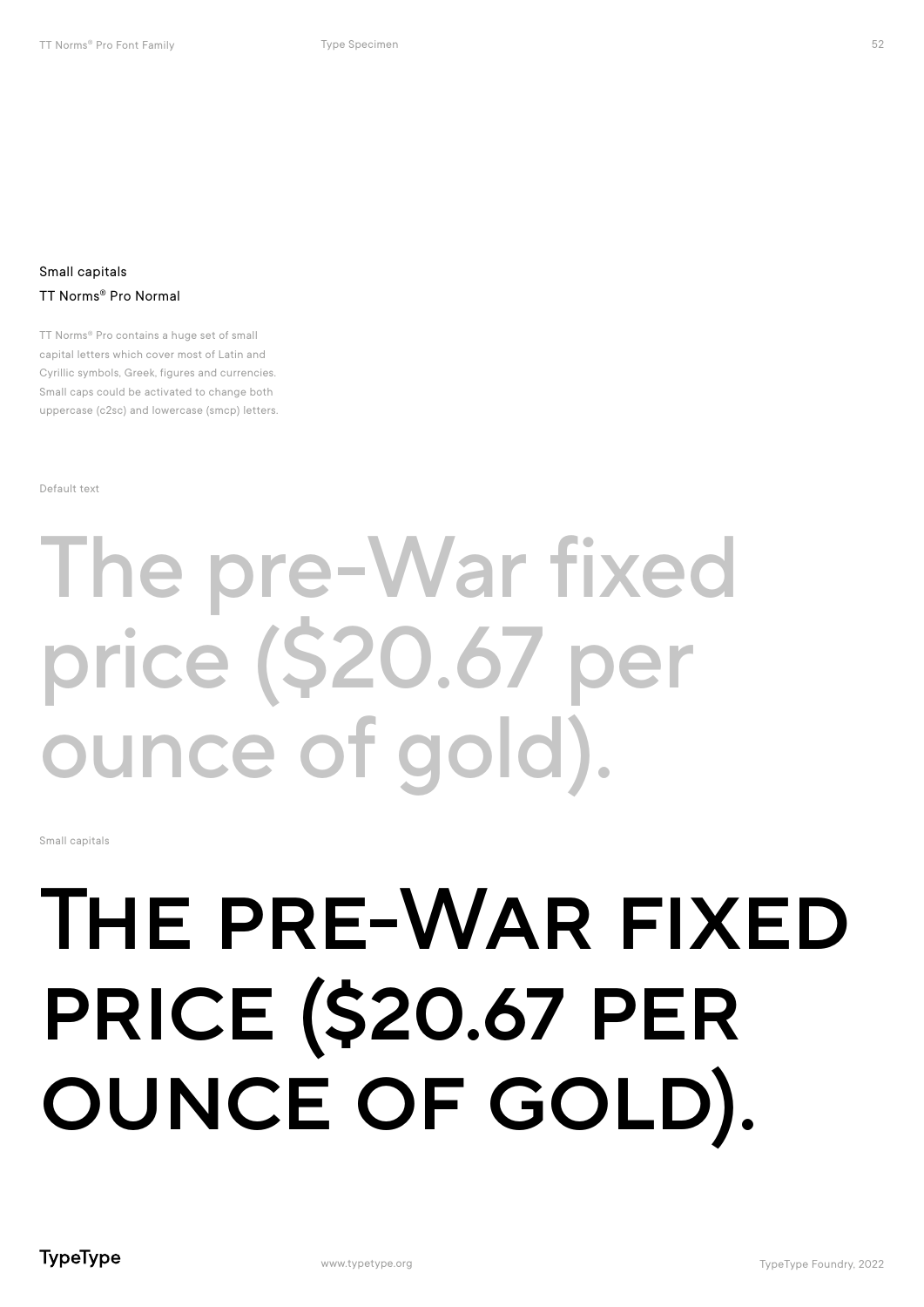Small capitals

TT Norms® Pro Normal

TT Norms® Pro contains a huge set of small capital letters which cover most of Latin and Cyrillic symbols, Greek, figures and currencies. Small caps could be activated to change both uppercase (c2sc) and lowercase (smcp) letters.

Default text

# The pre-War fixed price ($20.67 per ounce of gold).

Small capitals

# THE PRE-WAR FIXED PRICE ($20.67 PER OUNCE OF GOLD).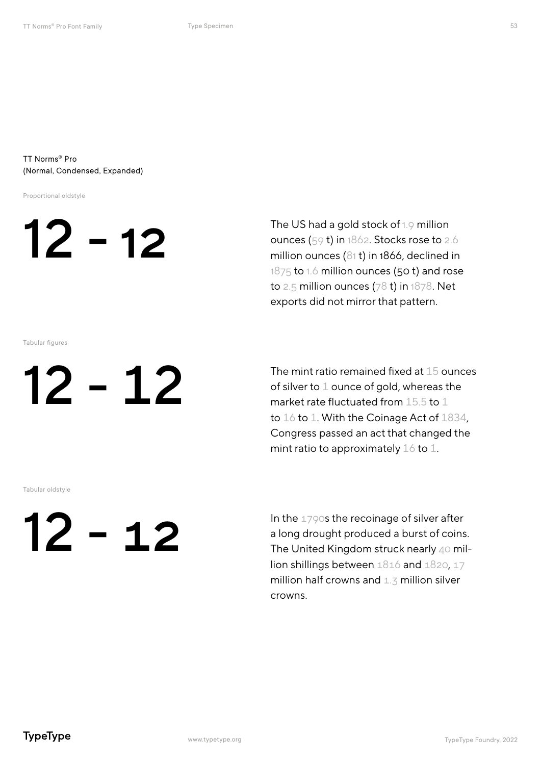TT Norms® Pro
(Normal, Condensed, Expanded)

Proportional oldstyle

# 12 - 12

The US had a gold stock of 1.9 million ounces (59 t) in 1862. Stocks rose to 2.6 million ounces (81 t) in 1866, declined in 1875 to 1.6 million ounces (50 t) and rose to 2.5 million ounces (78 t) in 1878. Net exports did not mirror that pattern.

Tabular figures

# 12 - 12

The mint ratio remained fixed at 15 ounces of silver to 1 ounce of gold, whereas the market rate fluctuated from 15.5 to 1 to 16 to 1. With the Coinage Act of 1834, Congress passed an act that changed the mint ratio to approximately 16 to 1.

Tabular oldstyle

# 12 - 12

In the 1790s the recoinage of silver after a long drought produced a burst of coins. The United Kingdom struck nearly 40 million shillings between 1816 and 1820, 17 million half crowns and 1.3 million silver crowns.

TypeType

www.typetype.org

TypeType Foundry, 2022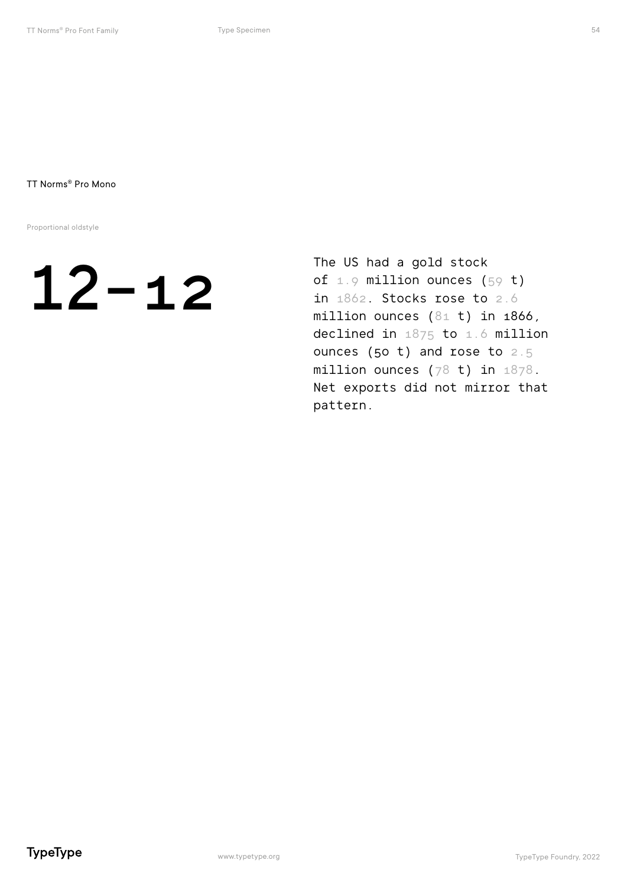TT Norms® Pro Mono

Proportional oldstyle

# 12-12

The US had a gold stock of 1.9 million ounces (59 t) in 1862. Stocks rose to 2.6 million ounces (81 t) in 1866, declined in 1875 to 1.6 million ounces (50 t) and rose to 2.5 million ounces (78 t) in 1878. Net exports did not mirror that pattern.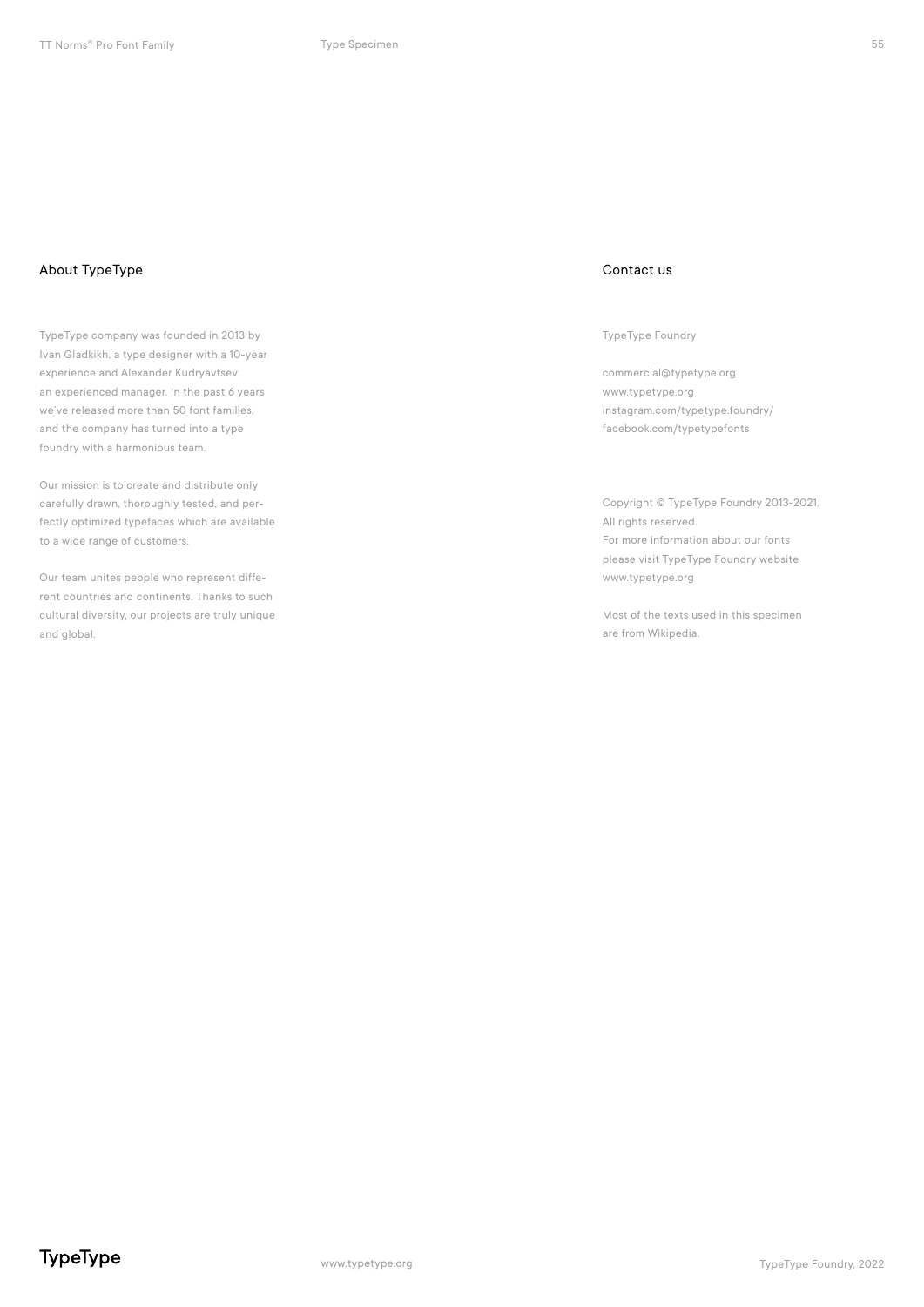## About TypeType

TypeType company was founded in 2013 by Ivan Gladkikh, a type designer with a 10-year experience and Alexander Kudryavtsev an experienced manager. In the past 6 years we've released more than 50 font families, and the company has turned into a type foundry with a harmonious team.

Our mission is to create and distribute only carefully drawn, thoroughly tested, and perfectly optimized typefaces which are available to a wide range of customers.

Our team unites people who represent different countries and continents. Thanks to such cultural diversity, our projects are truly unique and global.

## Contact us

TypeType Foundry

commercial@typetype.org
www.typetype.org
instagram.com/typetype.foundry/
facebook.com/typetypefonts

Copyright © TypeType Foundry 2013-2021.
All rights reserved.
For more information about our fonts please visit TypeType Foundry website www.typetype.org

Most of the texts used in this specimen are from Wikipedia.